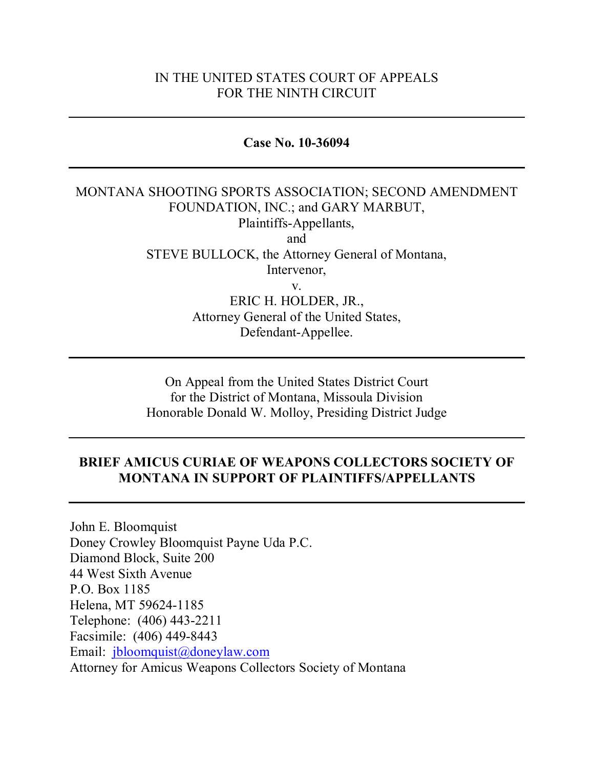IN THE UNITED STATES COURT OF APPEALS
FOR THE NINTH CIRCUIT

---

**Case No. 10-36094**

---

MONTANA SHOOTING SPORTS ASSOCIATION; SECOND AMENDMENT FOUNDATION, INC.; and GARY MARBUT,
Plaintiffs-Appellants,
and
STEVE BULLOCK, the Attorney General of Montana,
Intervenor,
v.
ERIC H. HOLDER, JR.,
Attorney General of the United States,
Defendant-Appellee.

---

On Appeal from the United States District Court
for the District of Montana, Missoula Division
Honorable Donald W. Molloy, Presiding District Judge

---

**BRIEF AMICUS CURIAE OF WEAPONS COLLECTORS SOCIETY OF MONTANA IN SUPPORT OF PLAINTIFFS/APPELLANTS**

---

John E. Bloomquist
Doney Crowley Bloomquist Payne Uda P.C.
Diamond Block, Suite 200
44 West Sixth Avenue
P.O. Box 1185
Helena, MT 59624-1185
Telephone: (406) 443-2211
Facsimile: (406) 449-8443
Email: jbloomquist@doneylaw.com
Attorney for Amicus Weapons Collectors Society of Montana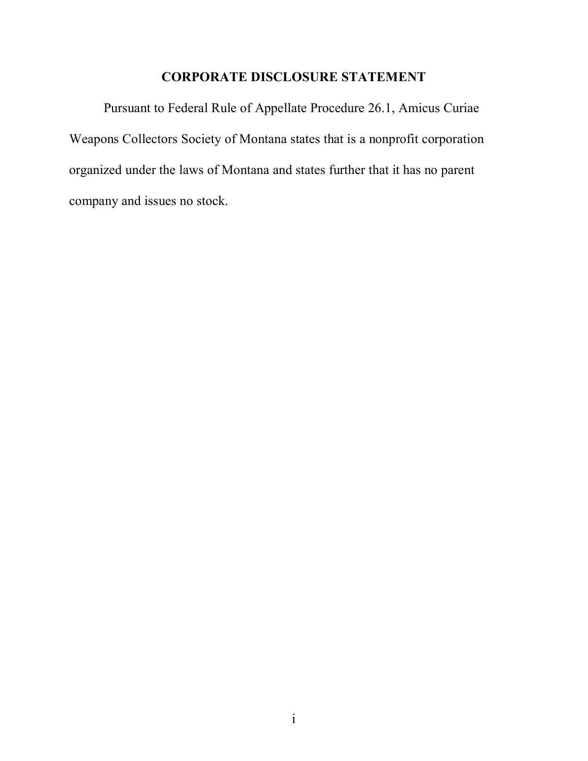# CORPORATE DISCLOSURE STATEMENT

Pursuant to Federal Rule of Appellate Procedure 26.1, Amicus Curiae Weapons Collectors Society of Montana states that is a nonprofit corporation organized under the laws of Montana and states further that it has no parent company and issues no stock.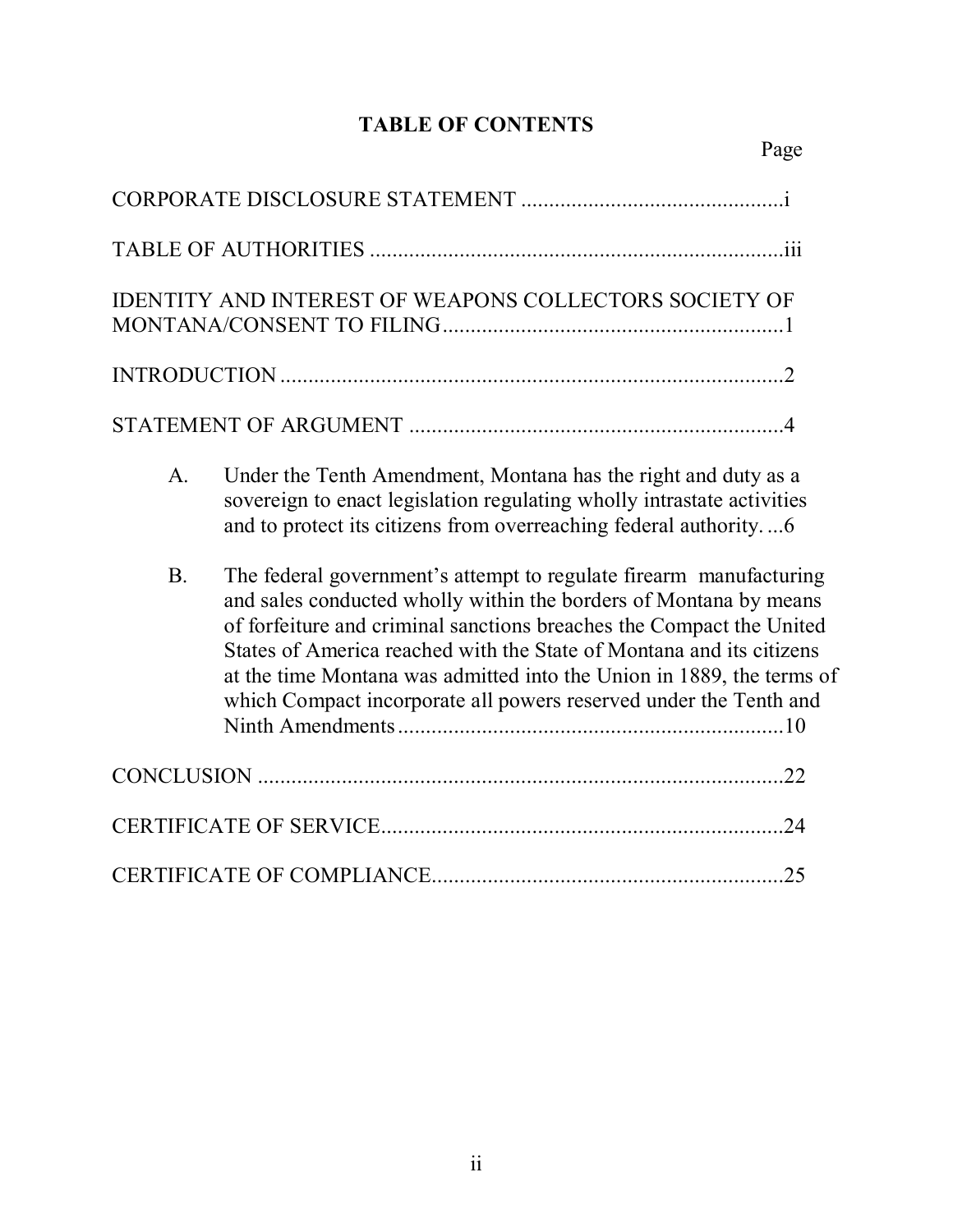# TABLE OF CONTENTS

| | Page |
|---|---|
| CORPORATE DISCLOSURE STATEMENT | i |
| TABLE OF AUTHORITIES | iii |
| IDENTITY AND INTEREST OF WEAPONS COLLECTORS SOCIETY OF MONTANA/CONSENT TO FILING | 1 |
| INTRODUCTION | 2 |
| STATEMENT OF ARGUMENT | 4 |
| A. Under the Tenth Amendment, Montana has the right and duty as a sovereign to enact legislation regulating wholly intrastate activities and to protect its citizens from overreaching federal authority. | 6 |
| B. The federal government's attempt to regulate firearm manufacturing and sales conducted wholly within the borders of Montana by means of forfeiture and criminal sanctions breaches the Compact the United States of America reached with the State of Montana and its citizens at the time Montana was admitted into the Union in 1889, the terms of which Compact incorporate all powers reserved under the Tenth and Ninth Amendments | 10 |
| CONCLUSION | 22 |
| CERTIFICATE OF SERVICE | 24 |
| CERTIFICATE OF COMPLIANCE | 25 |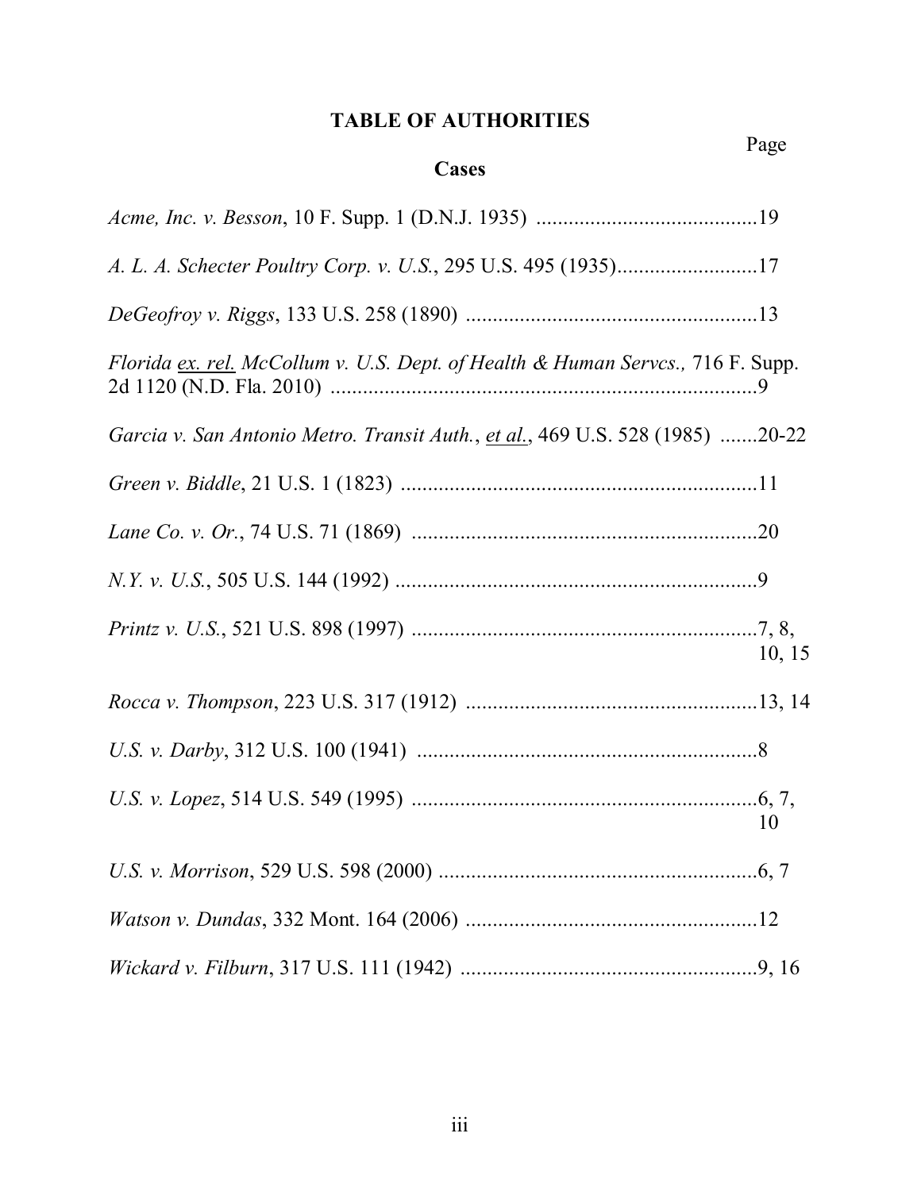# TABLE OF AUTHORITIES

Page

## Cases

*Acme, Inc. v. Besson*, 10 F. Supp. 1 (D.N.J. 1935) .........................................19

*A. L. A. Schecter Poultry Corp. v. U.S.*, 295 U.S. 495 (1935)..........................17

*DeGeofroy v. Riggs*, 133 U.S. 258 (1890) ......................................................13

*Florida ex. rel. McCollum v. U.S. Dept. of Health & Human Servcs.,* 716 F. Supp. 2d 1120 (N.D. Fla. 2010) ................................................................................9

*Garcia v. San Antonio Metro. Transit Auth., et al.*, 469 U.S. 528 (1985) .......20-22

*Green v. Biddle*, 21 U.S. 1 (1823) ..................................................................11

*Lane Co. v. Or.*, 74 U.S. 71 (1869) .................................................................20

*N.Y. v. U.S.*, 505 U.S. 144 (1992) ...................................................................9

*Printz v. U.S.*, 521 U.S. 898 (1997) ................................................................7, 8, 10, 15

*Rocca v. Thompson*, 223 U.S. 317 (1912) ......................................................13, 14

*U.S. v. Darby*, 312 U.S. 100 (1941) ...............................................................8

*U.S. v. Lopez*, 514 U.S. 549 (1995) ................................................................6, 7, 10

*U.S. v. Morrison*, 529 U.S. 598 (2000) ...........................................................6, 7

*Watson v. Dundas*, 332 Mont. 164 (2006) ......................................................12

*Wickard v. Filburn*, 317 U.S. 111 (1942) .......................................................9, 16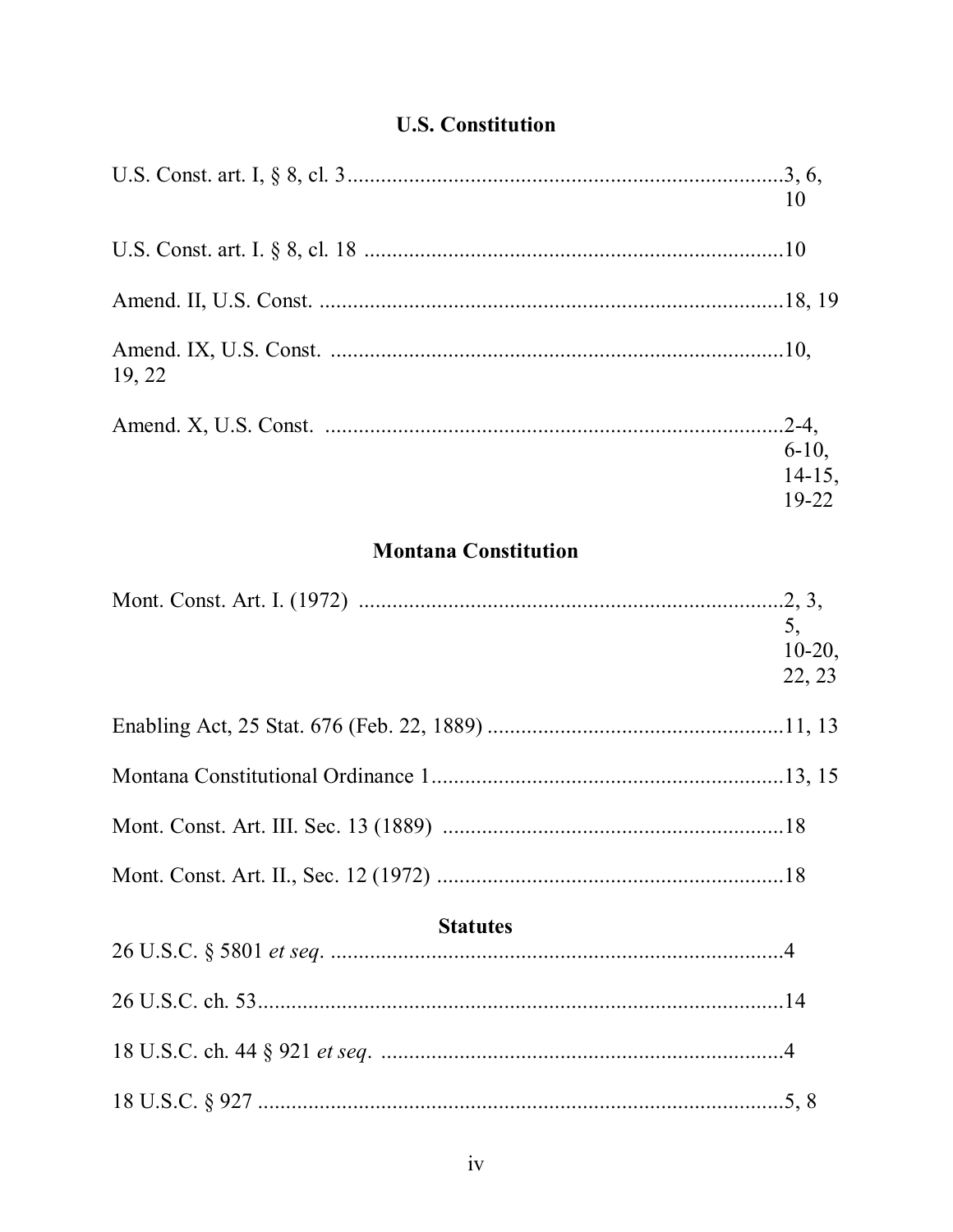## U.S. Constitution

U.S. Const. art. I, § 8, cl. 3 .............................................................................3, 6, 10

U.S. Const. art. I. § 8, cl. 18 ..........................................................................10

Amend. II, U.S. Const. ..................................................................................18, 19

Amend. IX, U.S. Const. ................................................................................10, 19, 22

Amend. X, U.S. Const. .................................................................................2-4, 6-10, 14-15, 19-22

## Montana Constitution

Mont. Const. Art. I. (1972) ............................................................................2, 3, 5, 10-20, 22, 23

Enabling Act, 25 Stat. 676 (Feb. 22, 1889) ....................................................11, 13

Montana Constitutional Ordinance 1 ..............................................................13, 15

Mont. Const. Art. III. Sec. 13 (1889) .............................................................18

Mont. Const. Art. II., Sec. 12 (1972) .............................................................18

## Statutes

26 U.S.C. § 5801 *et seq*. ................................................................................4

26 U.S.C. ch. 53 .............................................................................................14

18 U.S.C. ch. 44 § 921 *et seq*. .......................................................................4

18 U.S.C. § 927 ..............................................................................................5, 8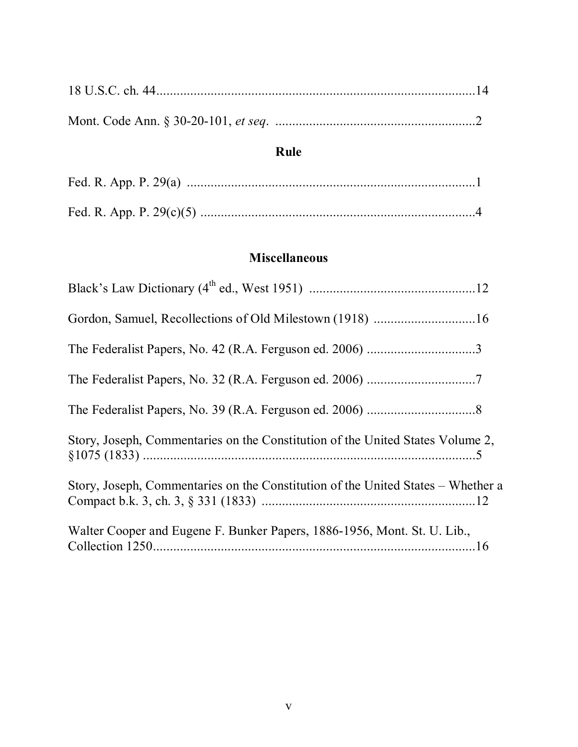18 U.S.C. ch. 44.............................................................................................14

Mont. Code Ann. § 30-20-101, *et seq*. ...........................................................2

### Rule

Fed. R. App. P. 29(a) .....................................................................................1

Fed. R. App. P. 29(c)(5) .................................................................................4

### Miscellaneous

Black's Law Dictionary (4th ed., West 1951) .................................................12

Gordon, Samuel, Recollections of Old Milestown (1918) ..............................16

The Federalist Papers, No. 42 (R.A. Ferguson ed. 2006) ................................3

The Federalist Papers, No. 32 (R.A. Ferguson ed. 2006) ................................7

The Federalist Papers, No. 39 (R.A. Ferguson ed. 2006) ................................8

Story, Joseph, Commentaries on the Constitution of the United States Volume 2, §1075 (1833) ...................................................................................5

Story, Joseph, Commentaries on the Constitution of the United States – Whether a Compact b.k. 3, ch. 3, § 331 (1833) ................................................................12

Walter Cooper and Eugene F. Bunker Papers, 1886-1956, Mont. St. U. Lib., Collection 1250...............................................................................16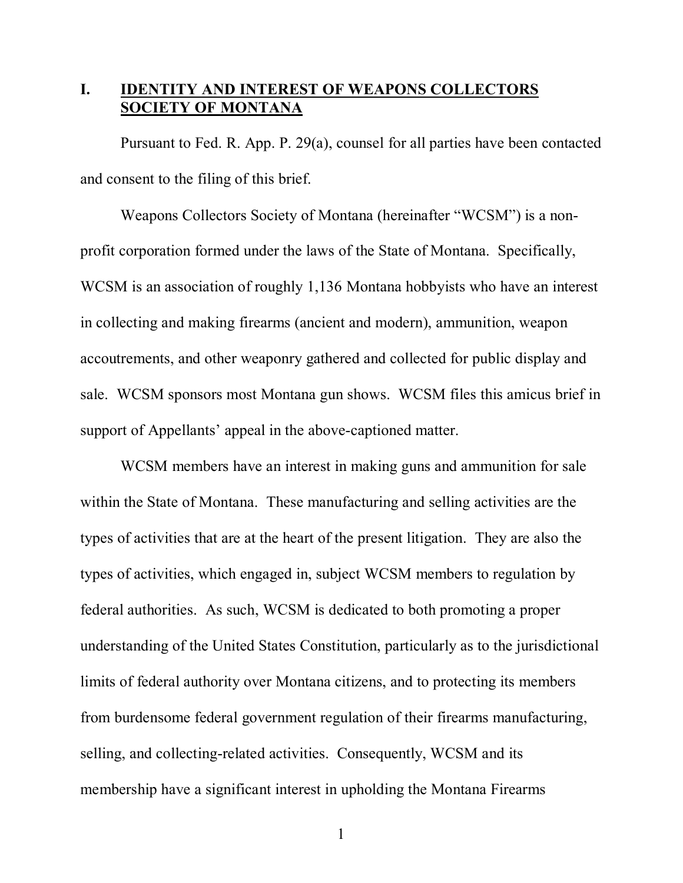## I. <u>IDENTITY AND INTEREST OF WEAPONS COLLECTORS SOCIETY OF MONTANA</u>

Pursuant to Fed. R. App. P. 29(a), counsel for all parties have been contacted and consent to the filing of this brief.

Weapons Collectors Society of Montana (hereinafter "WCSM") is a non-profit corporation formed under the laws of the State of Montana. Specifically, WCSM is an association of roughly 1,136 Montana hobbyists who have an interest in collecting and making firearms (ancient and modern), ammunition, weapon accoutrements, and other weaponry gathered and collected for public display and sale. WCSM sponsors most Montana gun shows. WCSM files this amicus brief in support of Appellants' appeal in the above-captioned matter.

WCSM members have an interest in making guns and ammunition for sale within the State of Montana. These manufacturing and selling activities are the types of activities that are at the heart of the present litigation. They are also the types of activities, which engaged in, subject WCSM members to regulation by federal authorities. As such, WCSM is dedicated to both promoting a proper understanding of the United States Constitution, particularly as to the jurisdictional limits of federal authority over Montana citizens, and to protecting its members from burdensome federal government regulation of their firearms manufacturing, selling, and collecting-related activities. Consequently, WCSM and its membership have a significant interest in upholding the Montana Firearms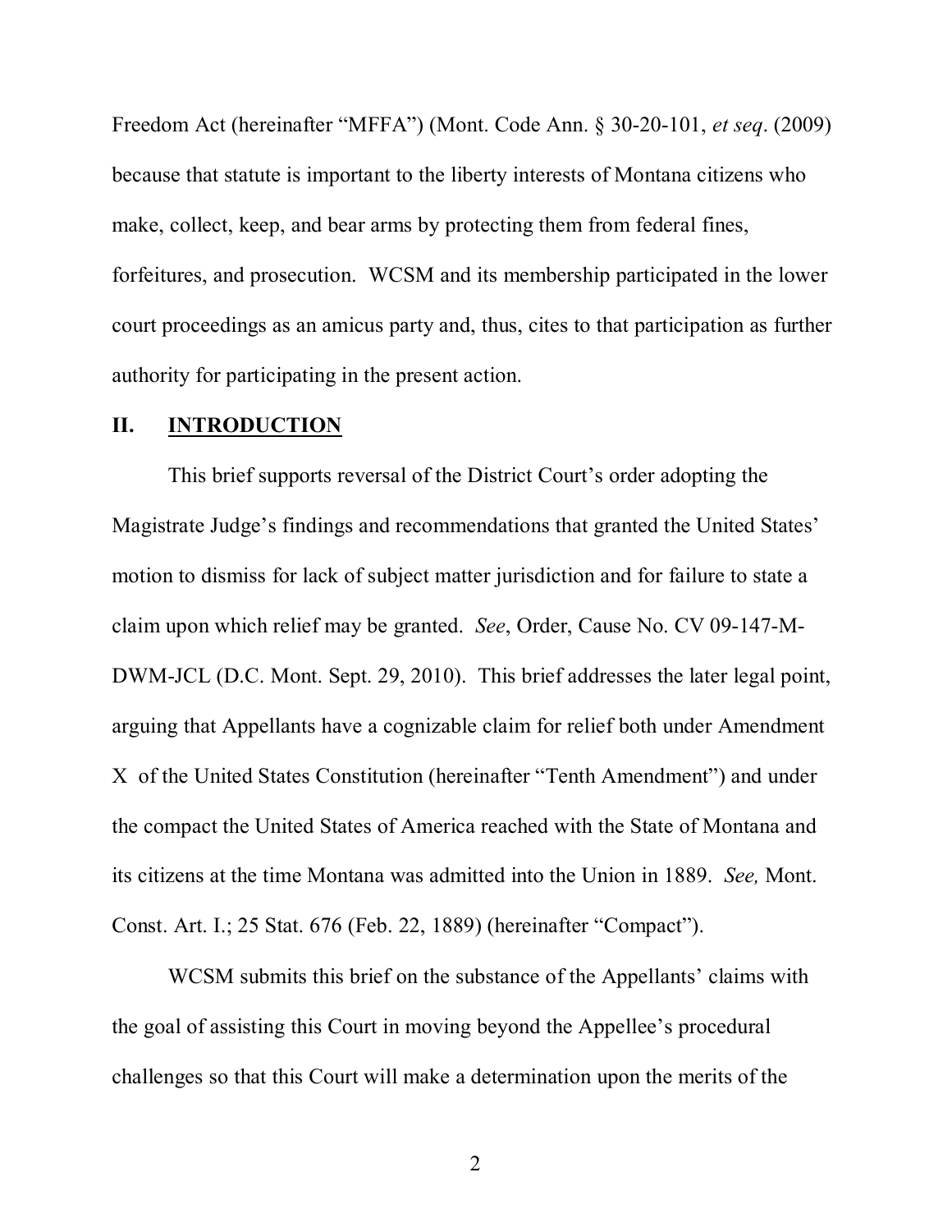Freedom Act (hereinafter "MFFA") (Mont. Code Ann. § 30-20-101, *et seq*. (2009) because that statute is important to the liberty interests of Montana citizens who make, collect, keep, and bear arms by protecting them from federal fines, forfeitures, and prosecution. WCSM and its membership participated in the lower court proceedings as an amicus party and, thus, cites to that participation as further authority for participating in the present action.

## II. INTRODUCTION

This brief supports reversal of the District Court's order adopting the Magistrate Judge's findings and recommendations that granted the United States' motion to dismiss for lack of subject matter jurisdiction and for failure to state a claim upon which relief may be granted. *See*, Order, Cause No. CV 09-147-M-DWM-JCL (D.C. Mont. Sept. 29, 2010). This brief addresses the later legal point, arguing that Appellants have a cognizable claim for relief both under Amendment X of the United States Constitution (hereinafter "Tenth Amendment") and under the compact the United States of America reached with the State of Montana and its citizens at the time Montana was admitted into the Union in 1889. *See,* Mont. Const. Art. I.; 25 Stat. 676 (Feb. 22, 1889) (hereinafter "Compact").

WCSM submits this brief on the substance of the Appellants' claims with the goal of assisting this Court in moving beyond the Appellee's procedural challenges so that this Court will make a determination upon the merits of the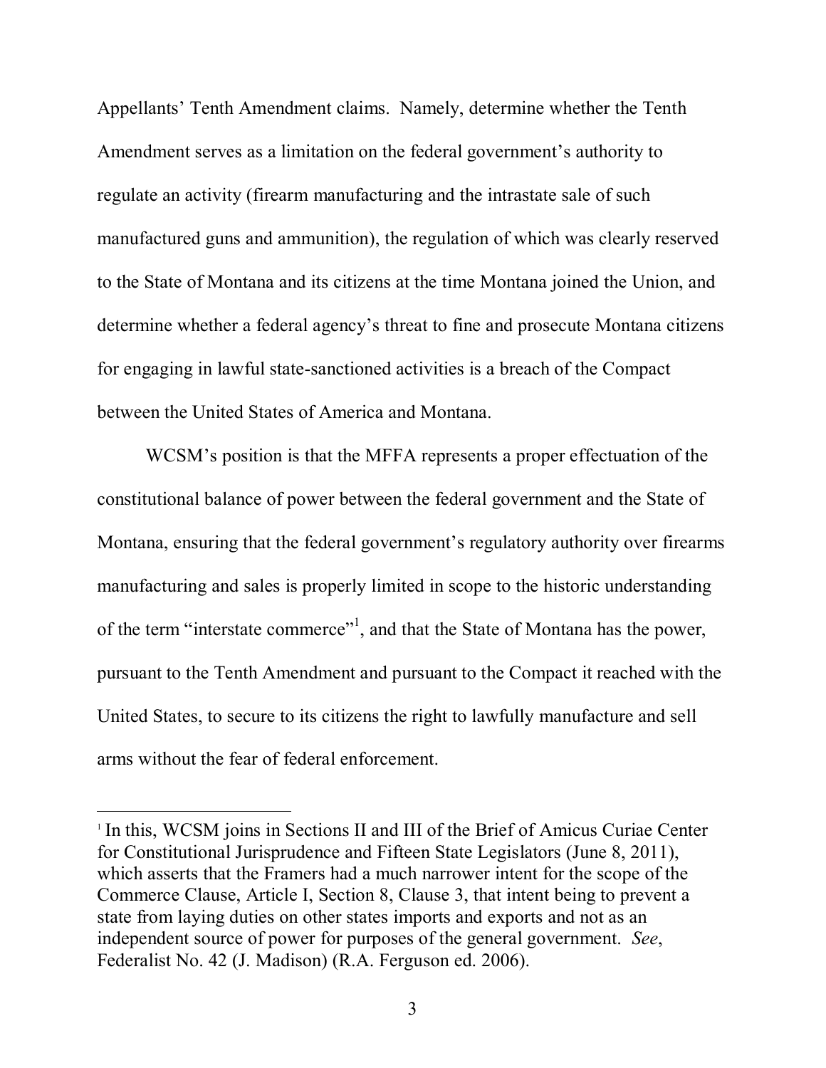Appellants' Tenth Amendment claims. Namely, determine whether the Tenth Amendment serves as a limitation on the federal government's authority to regulate an activity (firearm manufacturing and the intrastate sale of such manufactured guns and ammunition), the regulation of which was clearly reserved to the State of Montana and its citizens at the time Montana joined the Union, and determine whether a federal agency's threat to fine and prosecute Montana citizens for engaging in lawful state-sanctioned activities is a breach of the Compact between the United States of America and Montana.

WCSM's position is that the MFFA represents a proper effectuation of the constitutional balance of power between the federal government and the State of Montana, ensuring that the federal government's regulatory authority over firearms manufacturing and sales is properly limited in scope to the historic understanding of the term "interstate commerce"[1], and that the State of Montana has the power, pursuant to the Tenth Amendment and pursuant to the Compact it reached with the United States, to secure to its citizens the right to lawfully manufacture and sell arms without the fear of federal enforcement.

---

[1] In this, WCSM joins in Sections II and III of the Brief of Amicus Curiae Center for Constitutional Jurisprudence and Fifteen State Legislators (June 8, 2011), which asserts that the Framers had a much narrower intent for the scope of the Commerce Clause, Article I, Section 8, Clause 3, that intent being to prevent a state from laying duties on other states imports and exports and not as an independent source of power for purposes of the general government. *See*, Federalist No. 42 (J. Madison) (R.A. Ferguson ed. 2006).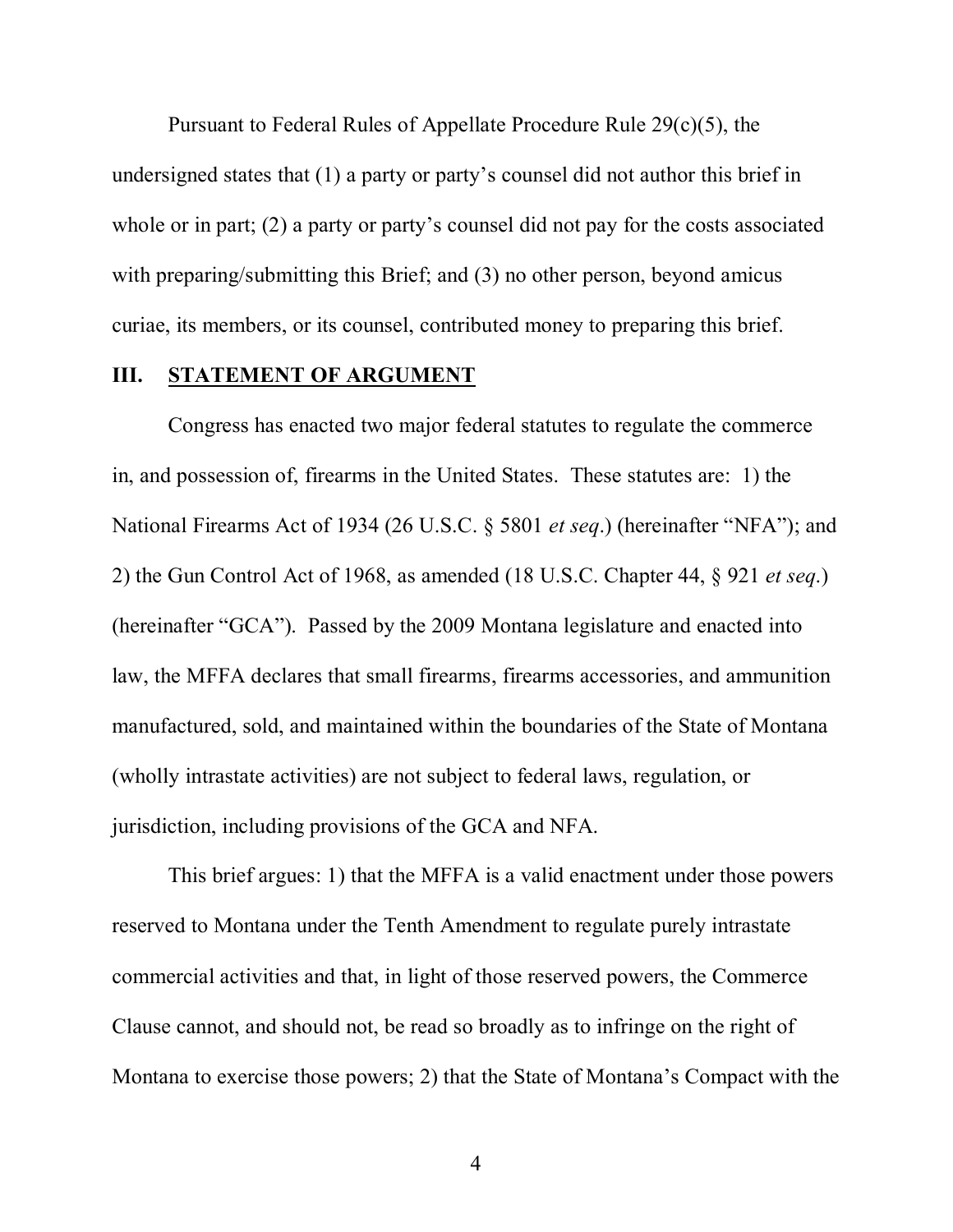Pursuant to Federal Rules of Appellate Procedure Rule 29(c)(5), the undersigned states that (1) a party or party's counsel did not author this brief in whole or in part; (2) a party or party's counsel did not pay for the costs associated with preparing/submitting this Brief; and (3) no other person, beyond amicus curiae, its members, or its counsel, contributed money to preparing this brief.

## III. <u>STATEMENT OF ARGUMENT</u>

Congress has enacted two major federal statutes to regulate the commerce in, and possession of, firearms in the United States. These statutes are: 1) the National Firearms Act of 1934 (26 U.S.C. § 5801 *et seq*.) (hereinafter "NFA"); and 2) the Gun Control Act of 1968, as amended (18 U.S.C. Chapter 44, § 921 *et seq*.) (hereinafter "GCA"). Passed by the 2009 Montana legislature and enacted into law, the MFFA declares that small firearms, firearms accessories, and ammunition manufactured, sold, and maintained within the boundaries of the State of Montana (wholly intrastate activities) are not subject to federal laws, regulation, or jurisdiction, including provisions of the GCA and NFA.

This brief argues: 1) that the MFFA is a valid enactment under those powers reserved to Montana under the Tenth Amendment to regulate purely intrastate commercial activities and that, in light of those reserved powers, the Commerce Clause cannot, and should not, be read so broadly as to infringe on the right of Montana to exercise those powers; 2) that the State of Montana's Compact with the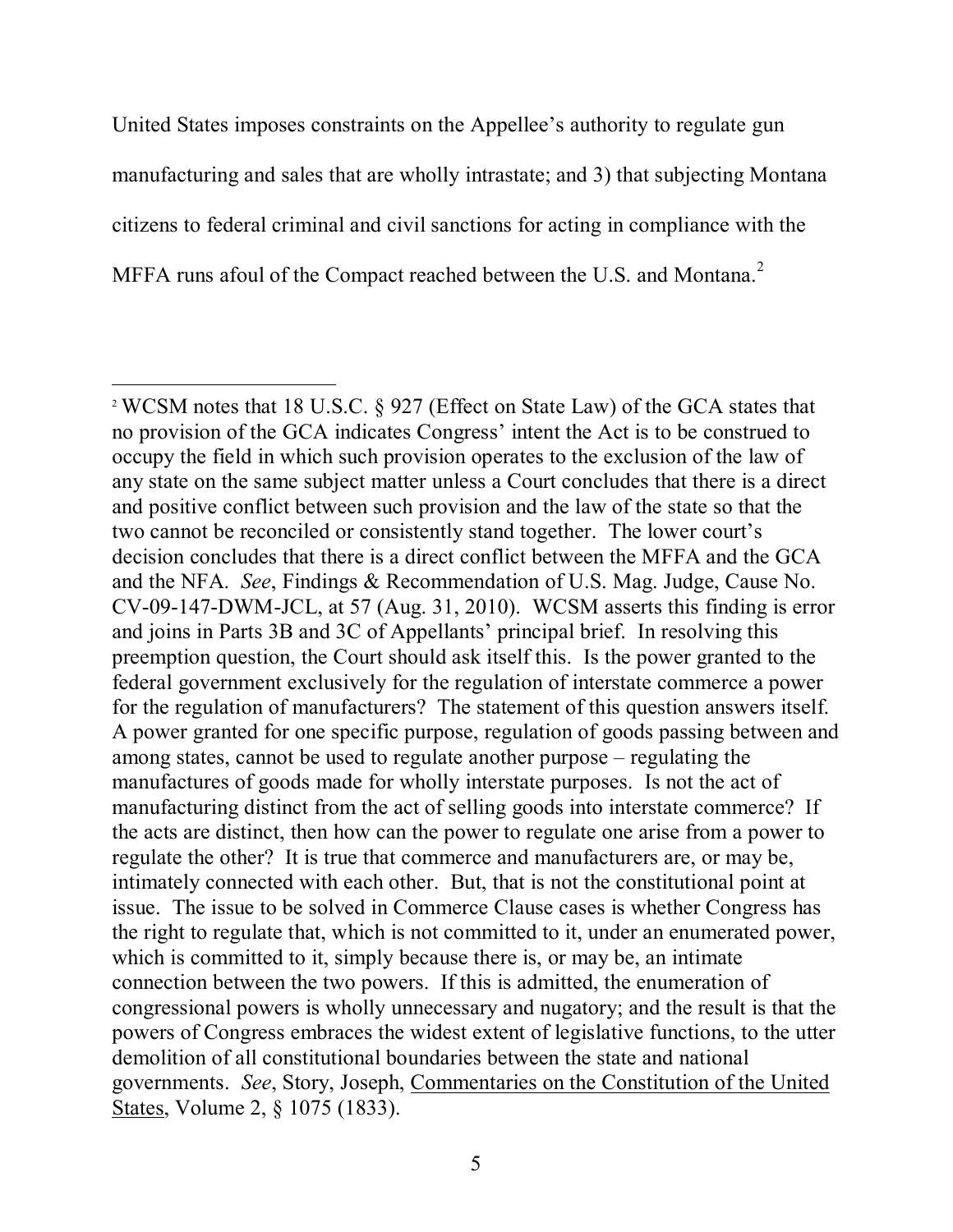United States imposes constraints on the Appellee's authority to regulate gun manufacturing and sales that are wholly intrastate; and 3) that subjecting Montana citizens to federal criminal and civil sanctions for acting in compliance with the MFFA runs afoul of the Compact reached between the U.S. and Montana.[2]

---

[2] WCSM notes that 18 U.S.C. § 927 (Effect on State Law) of the GCA states that no provision of the GCA indicates Congress' intent the Act is to be construed to occupy the field in which such provision operates to the exclusion of the law of any state on the same subject matter unless a Court concludes that there is a direct and positive conflict between such provision and the law of the state so that the two cannot be reconciled or consistently stand together. The lower court's decision concludes that there is a direct conflict between the MFFA and the GCA and the NFA. *See*, Findings & Recommendation of U.S. Mag. Judge, Cause No. CV-09-147-DWM-JCL, at 57 (Aug. 31, 2010). WCSM asserts this finding is error and joins in Parts 3B and 3C of Appellants' principal brief. In resolving this preemption question, the Court should ask itself this. Is the power granted to the federal government exclusively for the regulation of interstate commerce a power for the regulation of manufacturers? The statement of this question answers itself. A power granted for one specific purpose, regulation of goods passing between and among states, cannot be used to regulate another purpose – regulating the manufactures of goods made for wholly interstate purposes. Is not the act of manufacturing distinct from the act of selling goods into interstate commerce? If the acts are distinct, then how can the power to regulate one arise from a power to regulate the other? It is true that commerce and manufacturers are, or may be, intimately connected with each other. But, that is not the constitutional point at issue. The issue to be solved in Commerce Clause cases is whether Congress has the right to regulate that, which is not committed to it, under an enumerated power, which is committed to it, simply because there is, or may be, an intimate connection between the two powers. If this is admitted, the enumeration of congressional powers is wholly unnecessary and nugatory; and the result is that the powers of Congress embraces the widest extent of legislative functions, to the utter demolition of all constitutional boundaries between the state and national governments. *See*, Story, Joseph, Commentaries on the Constitution of the United States, Volume 2, § 1075 (1833).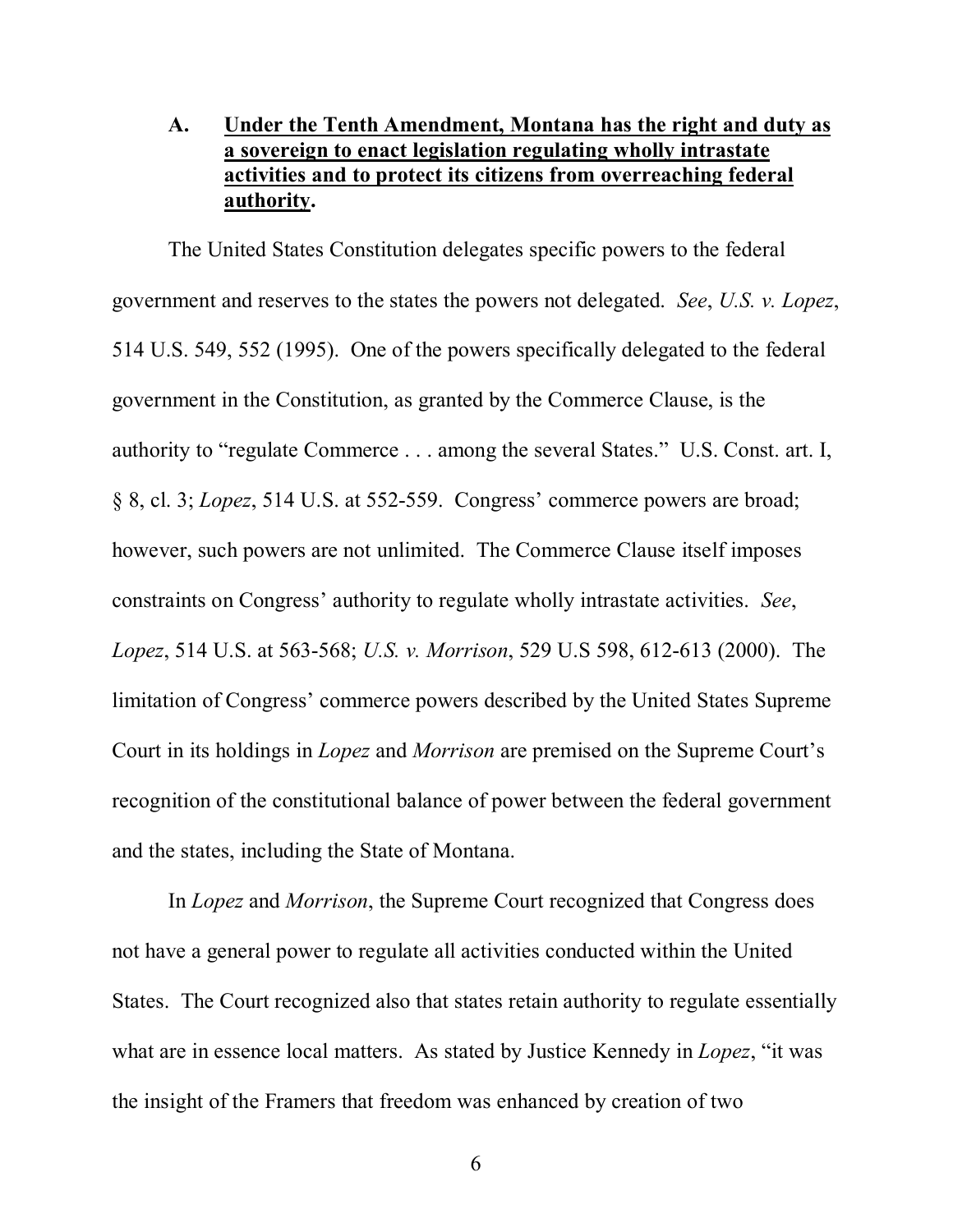### A. **Under the Tenth Amendment, Montana has the right and duty as a sovereign to enact legislation regulating wholly intrastate activities and to protect its citizens from overreaching federal authority.**

The United States Constitution delegates specific powers to the federal government and reserves to the states the powers not delegated. *See*, *U.S. v. Lopez*, 514 U.S. 549, 552 (1995). One of the powers specifically delegated to the federal government in the Constitution, as granted by the Commerce Clause, is the authority to "regulate Commerce . . . among the several States." U.S. Const. art. I, § 8, cl. 3; *Lopez*, 514 U.S. at 552-559. Congress' commerce powers are broad; however, such powers are not unlimited. The Commerce Clause itself imposes constraints on Congress' authority to regulate wholly intrastate activities. *See*, *Lopez*, 514 U.S. at 563-568; *U.S. v. Morrison*, 529 U.S 598, 612-613 (2000). The limitation of Congress' commerce powers described by the United States Supreme Court in its holdings in *Lopez* and *Morrison* are premised on the Supreme Court's recognition of the constitutional balance of power between the federal government and the states, including the State of Montana.

In *Lopez* and *Morrison*, the Supreme Court recognized that Congress does not have a general power to regulate all activities conducted within the United States. The Court recognized also that states retain authority to regulate essentially what are in essence local matters. As stated by Justice Kennedy in *Lopez*, "it was the insight of the Framers that freedom was enhanced by creation of two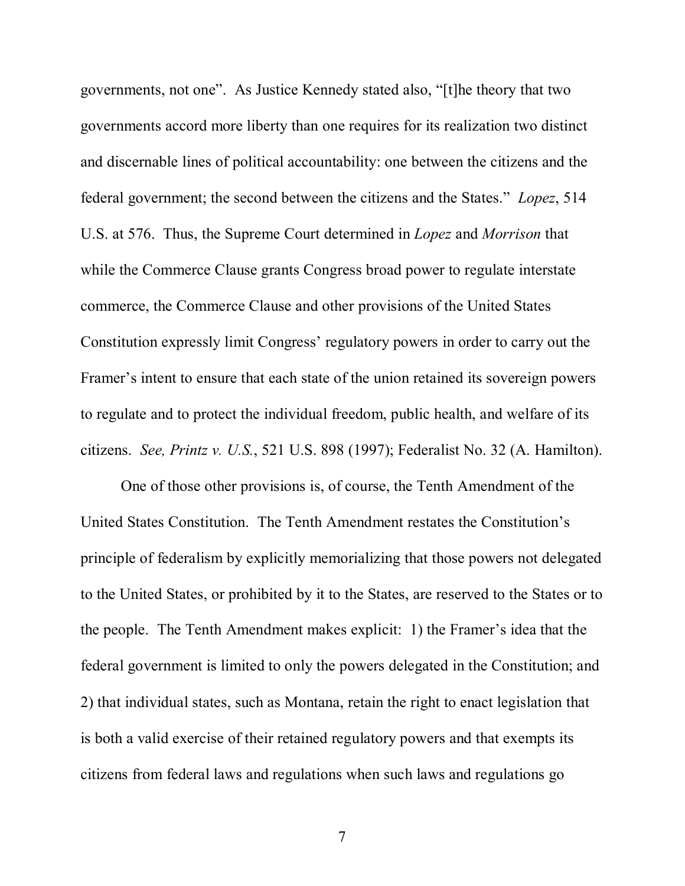governments, not one". As Justice Kennedy stated also, "[t]he theory that two governments accord more liberty than one requires for its realization two distinct and discernable lines of political accountability: one between the citizens and the federal government; the second between the citizens and the States." *Lopez*, 514 U.S. at 576. Thus, the Supreme Court determined in *Lopez* and *Morrison* that while the Commerce Clause grants Congress broad power to regulate interstate commerce, the Commerce Clause and other provisions of the United States Constitution expressly limit Congress' regulatory powers in order to carry out the Framer's intent to ensure that each state of the union retained its sovereign powers to regulate and to protect the individual freedom, public health, and welfare of its citizens. *See, Printz v. U.S.*, 521 U.S. 898 (1997); Federalist No. 32 (A. Hamilton).

One of those other provisions is, of course, the Tenth Amendment of the United States Constitution. The Tenth Amendment restates the Constitution's principle of federalism by explicitly memorializing that those powers not delegated to the United States, or prohibited by it to the States, are reserved to the States or to the people. The Tenth Amendment makes explicit: 1) the Framer's idea that the federal government is limited to only the powers delegated in the Constitution; and 2) that individual states, such as Montana, retain the right to enact legislation that is both a valid exercise of their retained regulatory powers and that exempts its citizens from federal laws and regulations when such laws and regulations go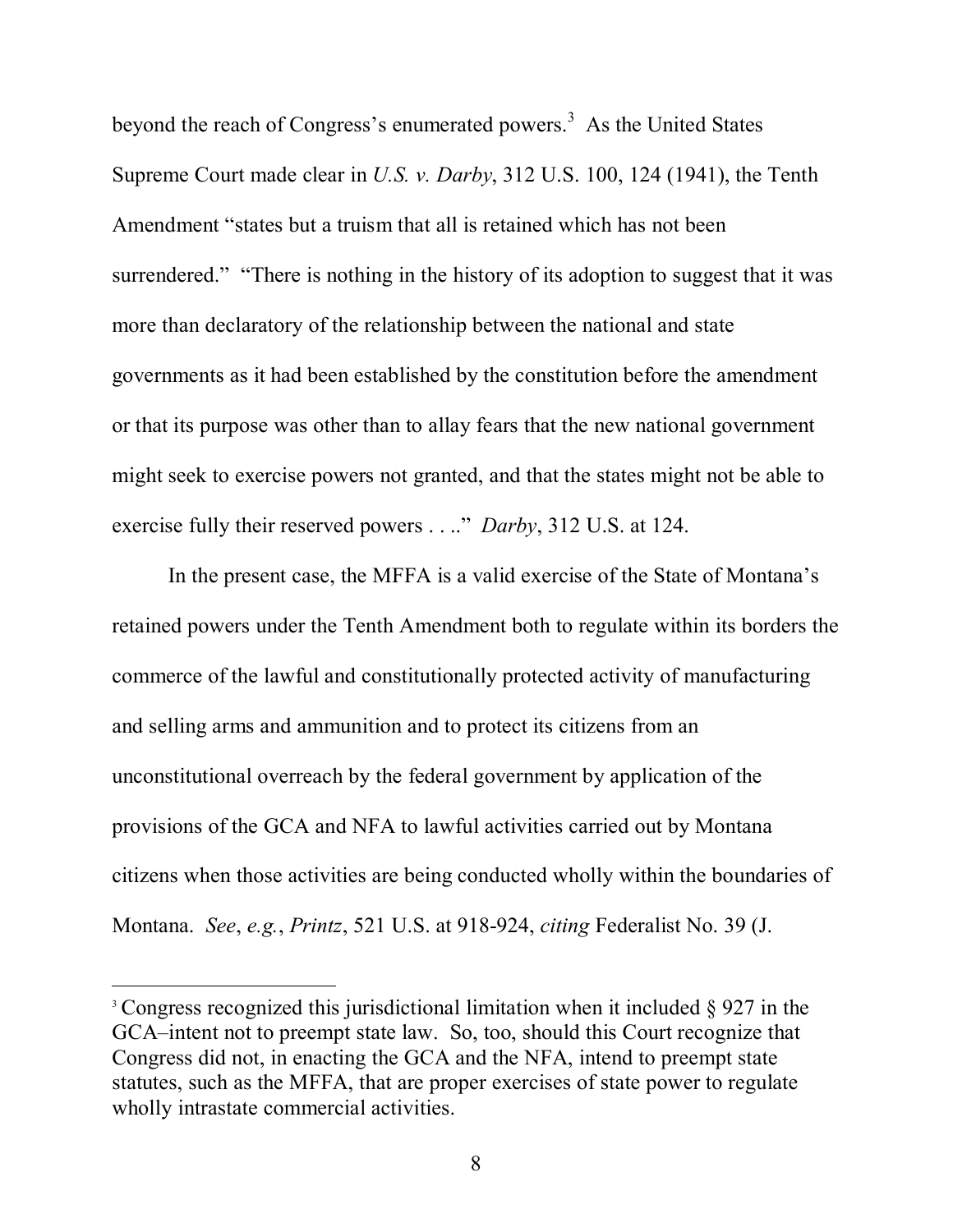beyond the reach of Congress's enumerated powers.[3] As the United States Supreme Court made clear in *U.S. v. Darby*, 312 U.S. 100, 124 (1941), the Tenth Amendment "states but a truism that all is retained which has not been surrendered." "There is nothing in the history of its adoption to suggest that it was more than declaratory of the relationship between the national and state governments as it had been established by the constitution before the amendment or that its purpose was other than to allay fears that the new national government might seek to exercise powers not granted, and that the states might not be able to exercise fully their reserved powers . . .." *Darby*, 312 U.S. at 124.

In the present case, the MFFA is a valid exercise of the State of Montana's retained powers under the Tenth Amendment both to regulate within its borders the commerce of the lawful and constitutionally protected activity of manufacturing and selling arms and ammunition and to protect its citizens from an unconstitutional overreach by the federal government by application of the provisions of the GCA and NFA to lawful activities carried out by Montana citizens when those activities are being conducted wholly within the boundaries of Montana. *See*, *e.g.*, *Printz*, 521 U.S. at 918-924, *citing* Federalist No. 39 (J.

---

[3] Congress recognized this jurisdictional limitation when it included § 927 in the GCA–intent not to preempt state law. So, too, should this Court recognize that Congress did not, in enacting the GCA and the NFA, intend to preempt state statutes, such as the MFFA, that are proper exercises of state power to regulate wholly intrastate commercial activities.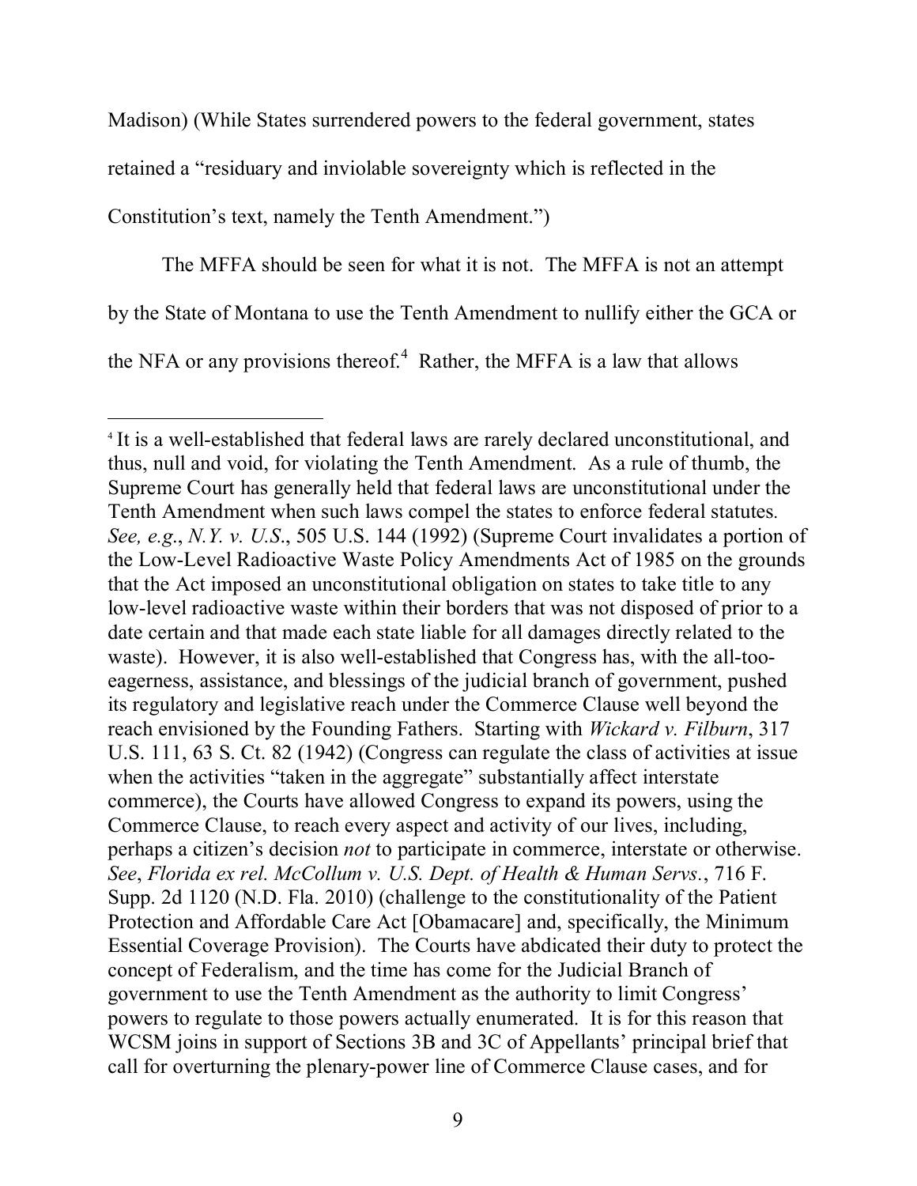Madison) (While States surrendered powers to the federal government, states retained a "residuary and inviolable sovereignty which is reflected in the Constitution's text, namely the Tenth Amendment.")

The MFFA should be seen for what it is not. The MFFA is not an attempt by the State of Montana to use the Tenth Amendment to nullify either the GCA or the NFA or any provisions thereof.[4] Rather, the MFFA is a law that allows

[4] It is a well-established that federal laws are rarely declared unconstitutional, and thus, null and void, for violating the Tenth Amendment. As a rule of thumb, the Supreme Court has generally held that federal laws are unconstitutional under the Tenth Amendment when such laws compel the states to enforce federal statutes. *See, e.g.*, *N.Y. v. U.S.*, 505 U.S. 144 (1992) (Supreme Court invalidates a portion of the Low-Level Radioactive Waste Policy Amendments Act of 1985 on the grounds that the Act imposed an unconstitutional obligation on states to take title to any low-level radioactive waste within their borders that was not disposed of prior to a date certain and that made each state liable for all damages directly related to the waste). However, it is also well-established that Congress has, with the all-too-eagerness, assistance, and blessings of the judicial branch of government, pushed its regulatory and legislative reach under the Commerce Clause well beyond the reach envisioned by the Founding Fathers. Starting with *Wickard v. Filburn*, 317 U.S. 111, 63 S. Ct. 82 (1942) (Congress can regulate the class of activities at issue when the activities "taken in the aggregate" substantially affect interstate commerce), the Courts have allowed Congress to expand its powers, using the Commerce Clause, to reach every aspect and activity of our lives, including, perhaps a citizen's decision *not* to participate in commerce, interstate or otherwise. *See*, *Florida ex rel. McCollum v. U.S. Dept. of Health & Human Servs.*, 716 F. Supp. 2d 1120 (N.D. Fla. 2010) (challenge to the constitutionality of the Patient Protection and Affordable Care Act [Obamacare] and, specifically, the Minimum Essential Coverage Provision). The Courts have abdicated their duty to protect the concept of Federalism, and the time has come for the Judicial Branch of government to use the Tenth Amendment as the authority to limit Congress' powers to regulate to those powers actually enumerated. It is for this reason that WCSM joins in support of Sections 3B and 3C of Appellants' principal brief that call for overturning the plenary-power line of Commerce Clause cases, and for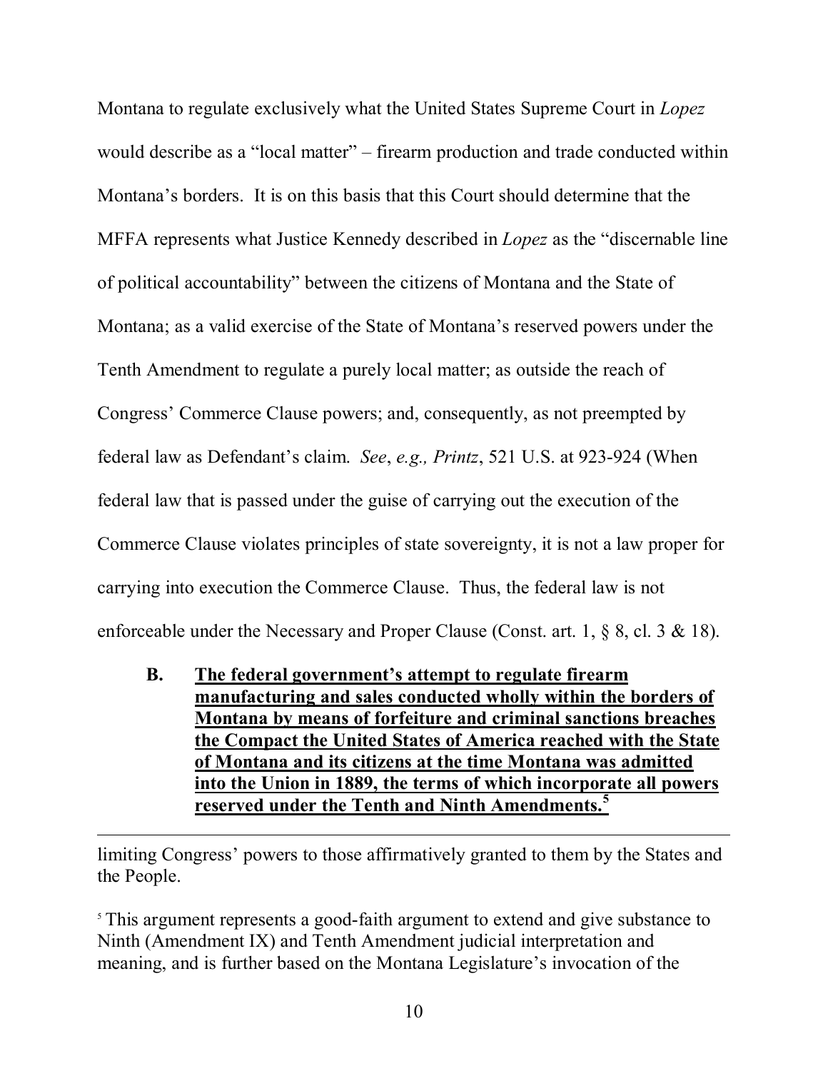Montana to regulate exclusively what the United States Supreme Court in *Lopez* would describe as a "local matter" – firearm production and trade conducted within Montana's borders. It is on this basis that this Court should determine that the MFFA represents what Justice Kennedy described in *Lopez* as the "discernable line of political accountability" between the citizens of Montana and the State of Montana; as a valid exercise of the State of Montana's reserved powers under the Tenth Amendment to regulate a purely local matter; as outside the reach of Congress' Commerce Clause powers; and, consequently, as not preempted by federal law as Defendant's claim. *See*, *e.g., Printz*, 521 U.S. at 923-924 (When federal law that is passed under the guise of carrying out the execution of the Commerce Clause violates principles of state sovereignty, it is not a law proper for carrying into execution the Commerce Clause. Thus, the federal law is not enforceable under the Necessary and Proper Clause (Const. art. 1, § 8, cl. 3 & 18).

**B. The federal government's attempt to regulate firearm manufacturing and sales conducted wholly within the borders of Montana by means of forfeiture and criminal sanctions breaches the Compact the United States of America reached with the State of Montana and its citizens at the time Montana was admitted into the Union in 1889, the terms of which incorporate all powers reserved under the Tenth and Ninth Amendments.[5]**

---

limiting Congress' powers to those affirmatively granted to them by the States and the People.

[5] This argument represents a good-faith argument to extend and give substance to Ninth (Amendment IX) and Tenth Amendment judicial interpretation and meaning, and is further based on the Montana Legislature's invocation of the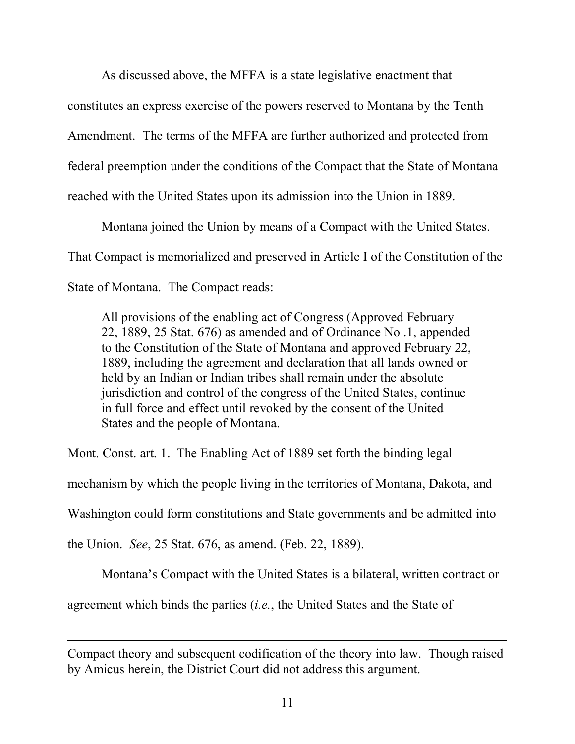As discussed above, the MFFA is a state legislative enactment that constitutes an express exercise of the powers reserved to Montana by the Tenth Amendment. The terms of the MFFA are further authorized and protected from federal preemption under the conditions of the Compact that the State of Montana reached with the United States upon its admission into the Union in 1889.

Montana joined the Union by means of a Compact with the United States. That Compact is memorialized and preserved in Article I of the Constitution of the State of Montana. The Compact reads:

> All provisions of the enabling act of Congress (Approved February 22, 1889, 25 Stat. 676) as amended and of Ordinance No .1, appended to the Constitution of the State of Montana and approved February 22, 1889, including the agreement and declaration that all lands owned or held by an Indian or Indian tribes shall remain under the absolute jurisdiction and control of the congress of the United States, continue in full force and effect until revoked by the consent of the United States and the people of Montana.

Mont. Const. art. 1. The Enabling Act of 1889 set forth the binding legal mechanism by which the people living in the territories of Montana, Dakota, and Washington could form constitutions and State governments and be admitted into the Union. *See*, 25 Stat. 676, as amend. (Feb. 22, 1889).

Montana's Compact with the United States is a bilateral, written contract or agreement which binds the parties (*i.e.*, the United States and the State of

---

Compact theory and subsequent codification of the theory into law. Though raised by Amicus herein, the District Court did not address this argument.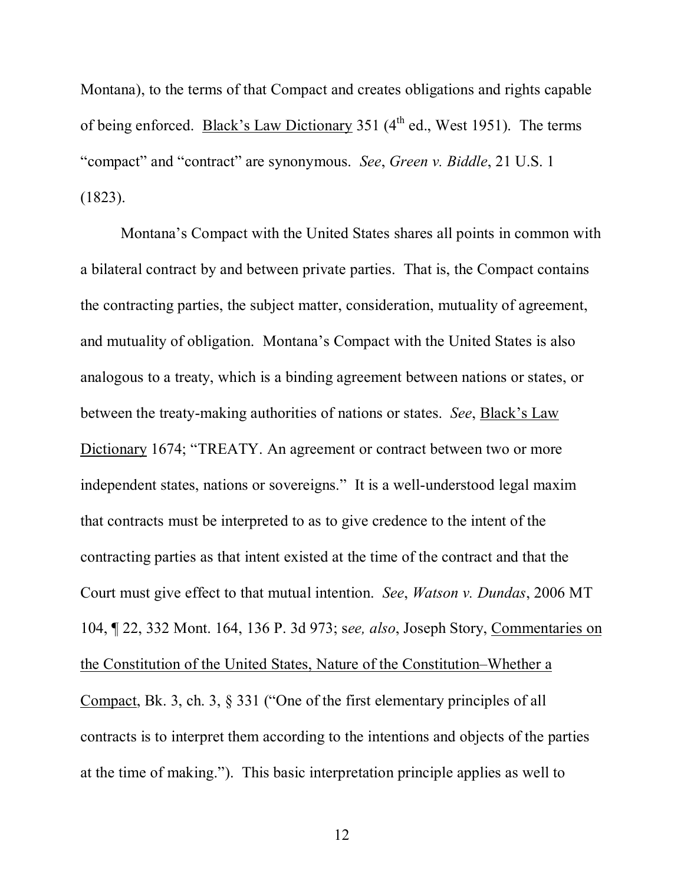Montana), to the terms of that Compact and creates obligations and rights capable of being enforced. <u>Black's Law Dictionary</u> 351 (4th ed., West 1951). The terms "compact" and "contract" are synonymous. *See*, *Green v. Biddle*, 21 U.S. 1 (1823).

Montana's Compact with the United States shares all points in common with a bilateral contract by and between private parties. That is, the Compact contains the contracting parties, the subject matter, consideration, mutuality of agreement, and mutuality of obligation. Montana's Compact with the United States is also analogous to a treaty, which is a binding agreement between nations or states, or between the treaty-making authorities of nations or states. *See*, <u>Black's Law Dictionary</u> 1674; "TREATY. An agreement or contract between two or more independent states, nations or sovereigns." It is a well-understood legal maxim that contracts must be interpreted to as to give credence to the intent of the contracting parties as that intent existed at the time of the contract and that the Court must give effect to that mutual intention. *See*, *Watson v. Dundas*, 2006 MT 104, ¶ 22, 332 Mont. 164, 136 P. 3d 973; s*ee, also*, Joseph Story, <u>Commentaries on the Constitution of the United States, Nature of the Constitution–Whether a Compact</u>, Bk. 3, ch. 3, § 331 ("One of the first elementary principles of all contracts is to interpret them according to the intentions and objects of the parties at the time of making."). This basic interpretation principle applies as well to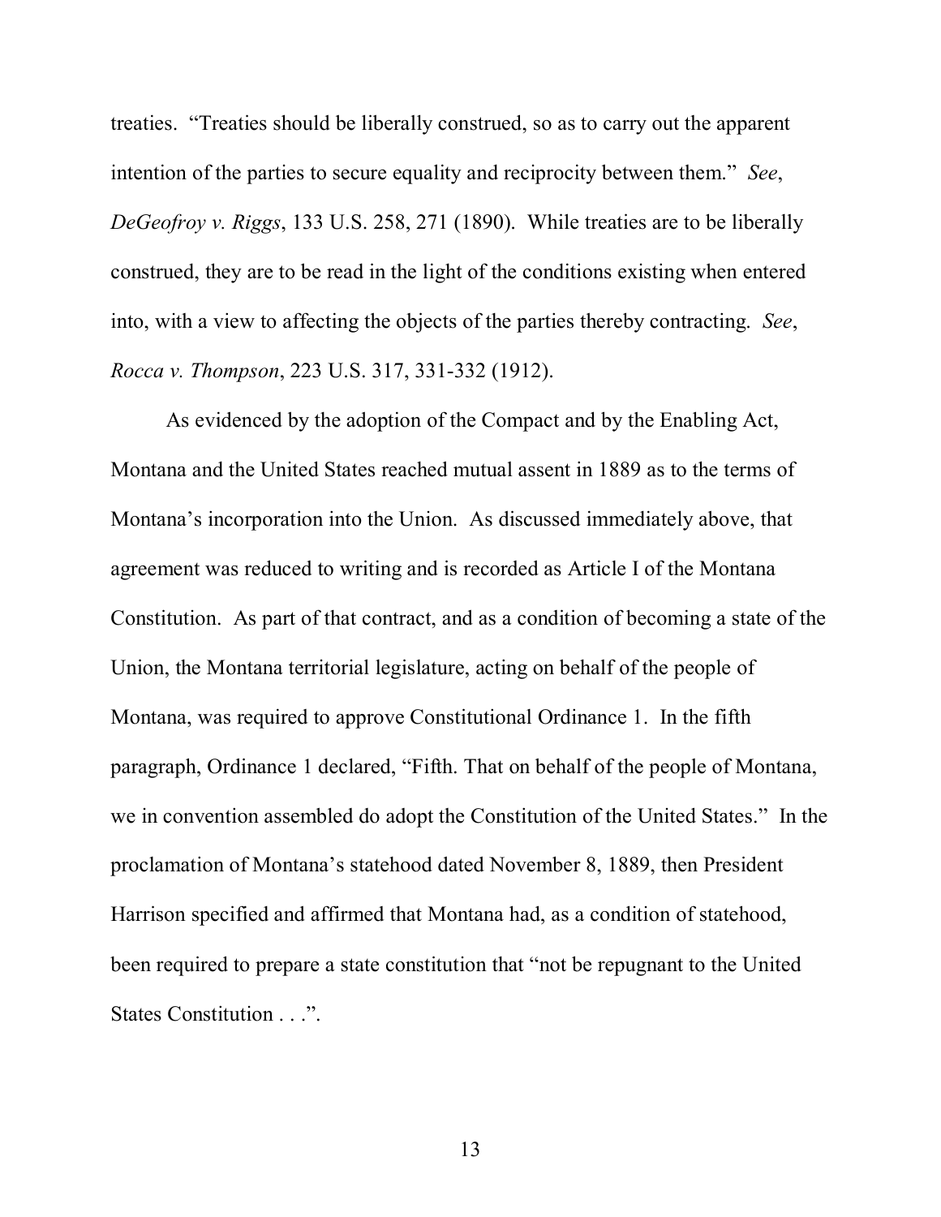treaties. "Treaties should be liberally construed, so as to carry out the apparent intention of the parties to secure equality and reciprocity between them." *See*, *DeGeofroy v. Riggs*, 133 U.S. 258, 271 (1890). While treaties are to be liberally construed, they are to be read in the light of the conditions existing when entered into, with a view to affecting the objects of the parties thereby contracting. *See*, *Rocca v. Thompson*, 223 U.S. 317, 331-332 (1912).

As evidenced by the adoption of the Compact and by the Enabling Act, Montana and the United States reached mutual assent in 1889 as to the terms of Montana's incorporation into the Union. As discussed immediately above, that agreement was reduced to writing and is recorded as Article I of the Montana Constitution. As part of that contract, and as a condition of becoming a state of the Union, the Montana territorial legislature, acting on behalf of the people of Montana, was required to approve Constitutional Ordinance 1. In the fifth paragraph, Ordinance 1 declared, "Fifth. That on behalf of the people of Montana, we in convention assembled do adopt the Constitution of the United States." In the proclamation of Montana's statehood dated November 8, 1889, then President Harrison specified and affirmed that Montana had, as a condition of statehood, been required to prepare a state constitution that "not be repugnant to the United States Constitution . . .".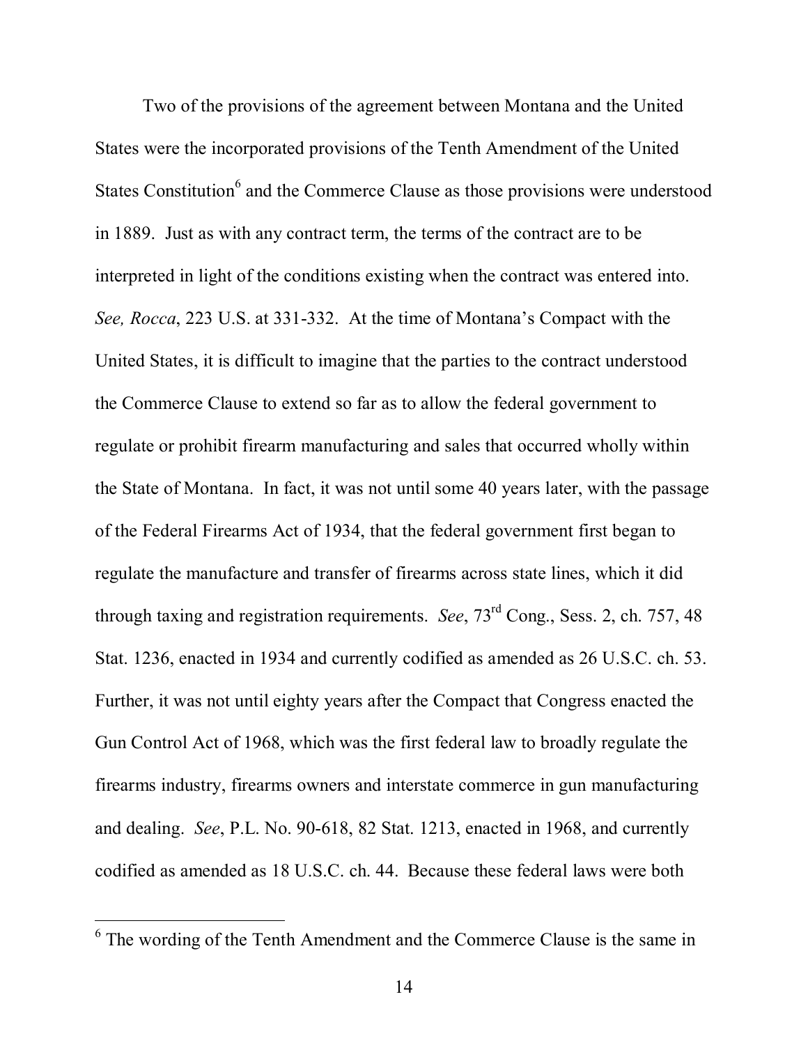Two of the provisions of the agreement between Montana and the United States were the incorporated provisions of the Tenth Amendment of the United States Constitution[6] and the Commerce Clause as those provisions were understood in 1889. Just as with any contract term, the terms of the contract are to be interpreted in light of the conditions existing when the contract was entered into. *See, Rocca*, 223 U.S. at 331-332. At the time of Montana's Compact with the United States, it is difficult to imagine that the parties to the contract understood the Commerce Clause to extend so far as to allow the federal government to regulate or prohibit firearm manufacturing and sales that occurred wholly within the State of Montana. In fact, it was not until some 40 years later, with the passage of the Federal Firearms Act of 1934, that the federal government first began to regulate the manufacture and transfer of firearms across state lines, which it did through taxing and registration requirements. *See*, 73rd Cong., Sess. 2, ch. 757, 48 Stat. 1236, enacted in 1934 and currently codified as amended as 26 U.S.C. ch. 53. Further, it was not until eighty years after the Compact that Congress enacted the Gun Control Act of 1968, which was the first federal law to broadly regulate the firearms industry, firearms owners and interstate commerce in gun manufacturing and dealing. *See*, P.L. No. 90-618, 82 Stat. 1213, enacted in 1968, and currently codified as amended as 18 U.S.C. ch. 44. Because these federal laws were both

---

[6] The wording of the Tenth Amendment and the Commerce Clause is the same in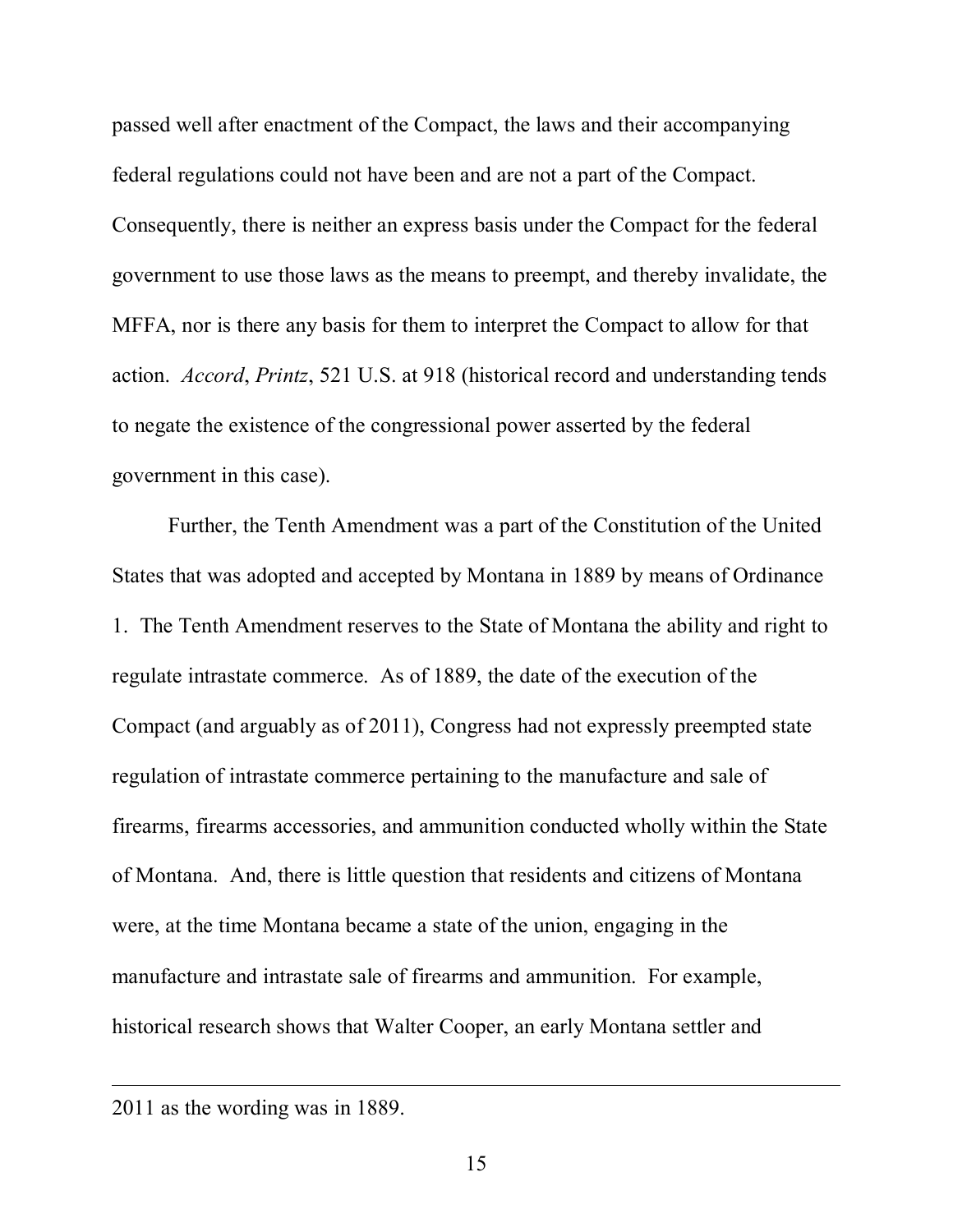passed well after enactment of the Compact, the laws and their accompanying federal regulations could not have been and are not a part of the Compact. Consequently, there is neither an express basis under the Compact for the federal government to use those laws as the means to preempt, and thereby invalidate, the MFFA, nor is there any basis for them to interpret the Compact to allow for that action. *Accord*, *Printz*, 521 U.S. at 918 (historical record and understanding tends to negate the existence of the congressional power asserted by the federal government in this case).

Further, the Tenth Amendment was a part of the Constitution of the United States that was adopted and accepted by Montana in 1889 by means of Ordinance 1. The Tenth Amendment reserves to the State of Montana the ability and right to regulate intrastate commerce. As of 1889, the date of the execution of the Compact (and arguably as of 2011), Congress had not expressly preempted state regulation of intrastate commerce pertaining to the manufacture and sale of firearms, firearms accessories, and ammunition conducted wholly within the State of Montana. And, there is little question that residents and citizens of Montana were, at the time Montana became a state of the union, engaging in the manufacture and intrastate sale of firearms and ammunition. For example, historical research shows that Walter Cooper, an early Montana settler and

---

2011 as the wording was in 1889.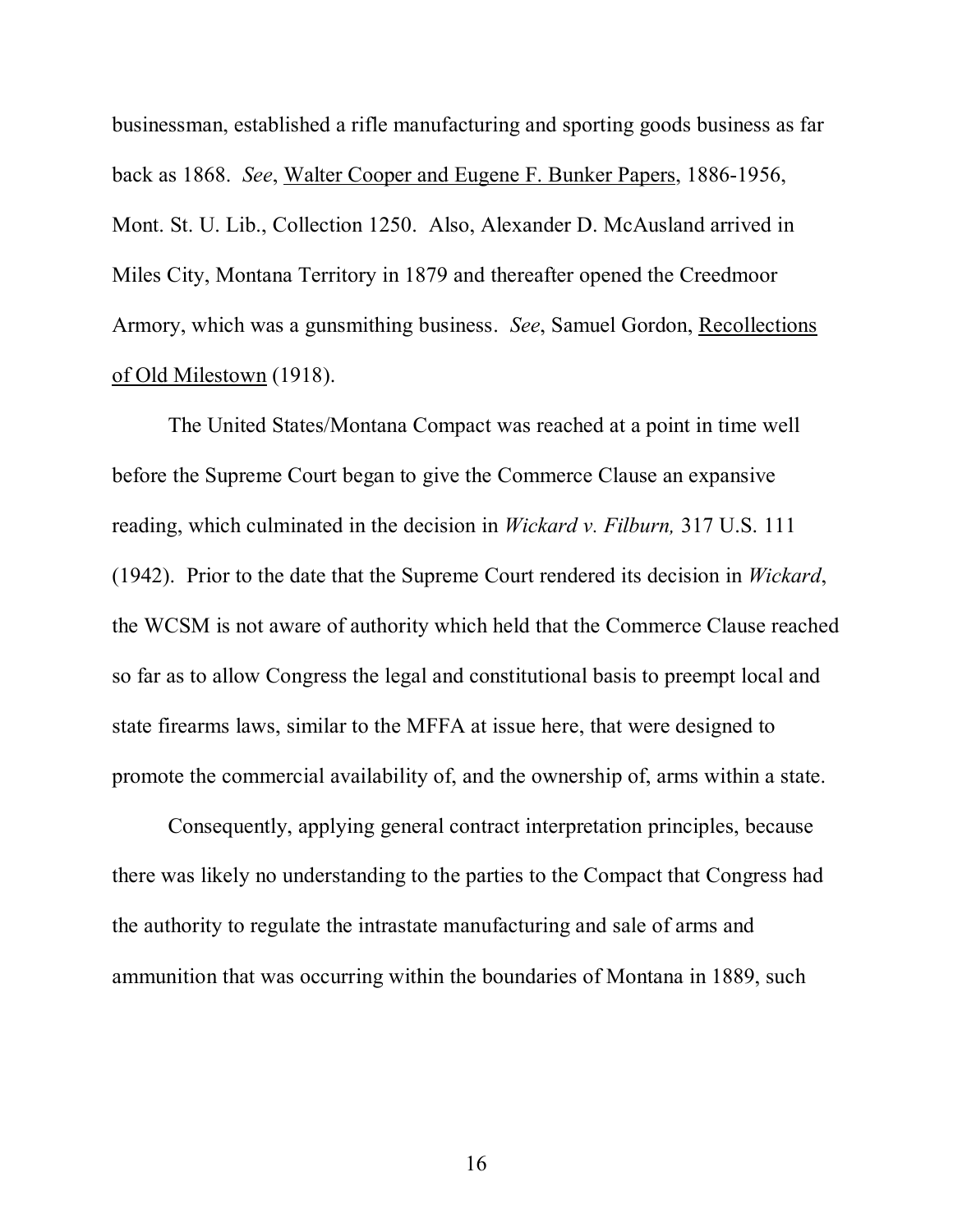businessman, established a rifle manufacturing and sporting goods business as far back as 1868. *See*, Walter Cooper and Eugene F. Bunker Papers, 1886-1956, Mont. St. U. Lib., Collection 1250. Also, Alexander D. McAusland arrived in Miles City, Montana Territory in 1879 and thereafter opened the Creedmoor Armory, which was a gunsmithing business. *See*, Samuel Gordon, Recollections of Old Milestown (1918).

The United States/Montana Compact was reached at a point in time well before the Supreme Court began to give the Commerce Clause an expansive reading, which culminated in the decision in *Wickard v. Filburn,* 317 U.S. 111 (1942). Prior to the date that the Supreme Court rendered its decision in *Wickard*, the WCSM is not aware of authority which held that the Commerce Clause reached so far as to allow Congress the legal and constitutional basis to preempt local and state firearms laws, similar to the MFFA at issue here, that were designed to promote the commercial availability of, and the ownership of, arms within a state.

Consequently, applying general contract interpretation principles, because there was likely no understanding to the parties to the Compact that Congress had the authority to regulate the intrastate manufacturing and sale of arms and ammunition that was occurring within the boundaries of Montana in 1889, such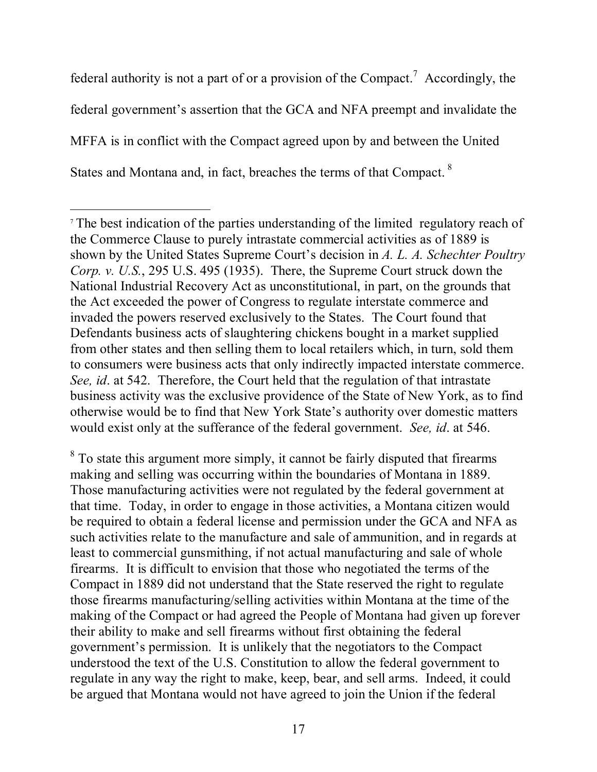federal authority is not a part of or a provision of the Compact.[7] Accordingly, the federal government's assertion that the GCA and NFA preempt and invalidate the MFFA is in conflict with the Compact agreed upon by and between the United States and Montana and, in fact, breaches the terms of that Compact.[8]

---

[7] The best indication of the parties understanding of the limited regulatory reach of the Commerce Clause to purely intrastate commercial activities as of 1889 is shown by the United States Supreme Court's decision in *A. L. A. Schechter Poultry Corp. v. U.S.*, 295 U.S. 495 (1935). There, the Supreme Court struck down the National Industrial Recovery Act as unconstitutional, in part, on the grounds that the Act exceeded the power of Congress to regulate interstate commerce and invaded the powers reserved exclusively to the States. The Court found that Defendants business acts of slaughtering chickens bought in a market supplied from other states and then selling them to local retailers which, in turn, sold them to consumers were business acts that only indirectly impacted interstate commerce. *See, id*. at 542. Therefore, the Court held that the regulation of that intrastate business activity was the exclusive providence of the State of New York, as to find otherwise would be to find that New York State's authority over domestic matters would exist only at the sufferance of the federal government. *See, id*. at 546.

[8] To state this argument more simply, it cannot be fairly disputed that firearms making and selling was occurring within the boundaries of Montana in 1889. Those manufacturing activities were not regulated by the federal government at that time. Today, in order to engage in those activities, a Montana citizen would be required to obtain a federal license and permission under the GCA and NFA as such activities relate to the manufacture and sale of ammunition, and in regards at least to commercial gunsmithing, if not actual manufacturing and sale of whole firearms. It is difficult to envision that those who negotiated the terms of the Compact in 1889 did not understand that the State reserved the right to regulate those firearms manufacturing/selling activities within Montana at the time of the making of the Compact or had agreed the People of Montana had given up forever their ability to make and sell firearms without first obtaining the federal government's permission. It is unlikely that the negotiators to the Compact understood the text of the U.S. Constitution to allow the federal government to regulate in any way the right to make, keep, bear, and sell arms. Indeed, it could be argued that Montana would not have agreed to join the Union if the federal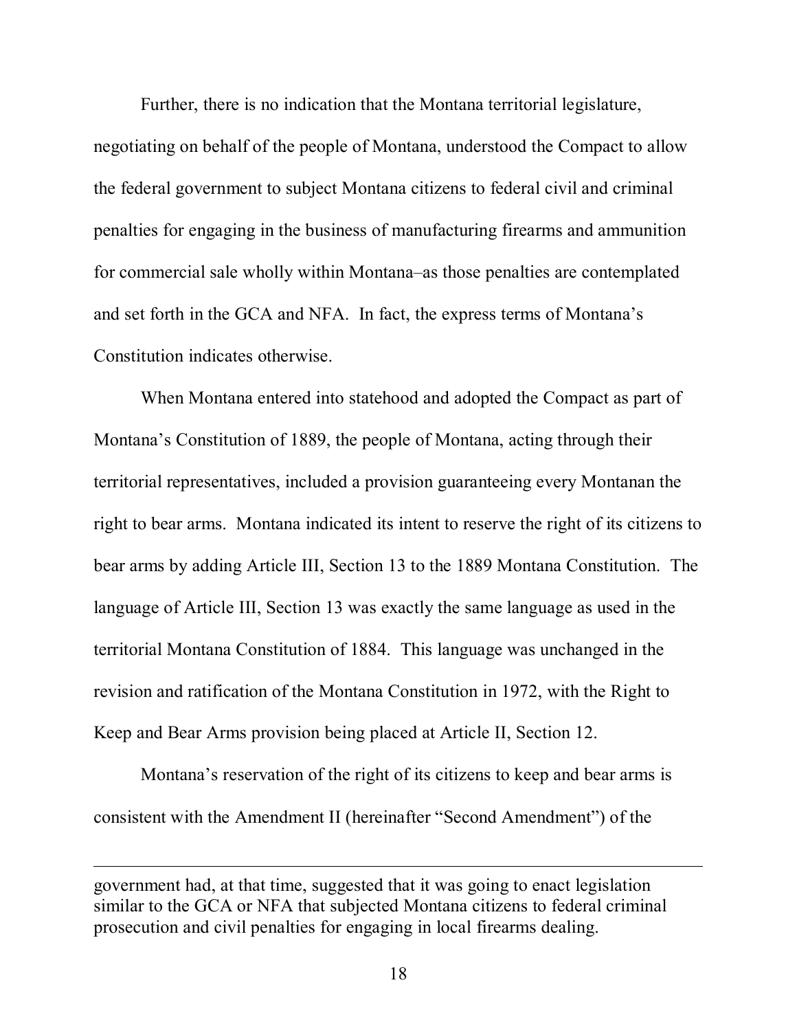Further, there is no indication that the Montana territorial legislature, negotiating on behalf of the people of Montana, understood the Compact to allow the federal government to subject Montana citizens to federal civil and criminal penalties for engaging in the business of manufacturing firearms and ammunition for commercial sale wholly within Montana–as those penalties are contemplated and set forth in the GCA and NFA. In fact, the express terms of Montana's Constitution indicates otherwise.

When Montana entered into statehood and adopted the Compact as part of Montana's Constitution of 1889, the people of Montana, acting through their territorial representatives, included a provision guaranteeing every Montanan the right to bear arms. Montana indicated its intent to reserve the right of its citizens to bear arms by adding Article III, Section 13 to the 1889 Montana Constitution. The language of Article III, Section 13 was exactly the same language as used in the territorial Montana Constitution of 1884. This language was unchanged in the revision and ratification of the Montana Constitution in 1972, with the Right to Keep and Bear Arms provision being placed at Article II, Section 12.

Montana's reservation of the right of its citizens to keep and bear arms is consistent with the Amendment II (hereinafter "Second Amendment") of the

---

government had, at that time, suggested that it was going to enact legislation similar to the GCA or NFA that subjected Montana citizens to federal criminal prosecution and civil penalties for engaging in local firearms dealing.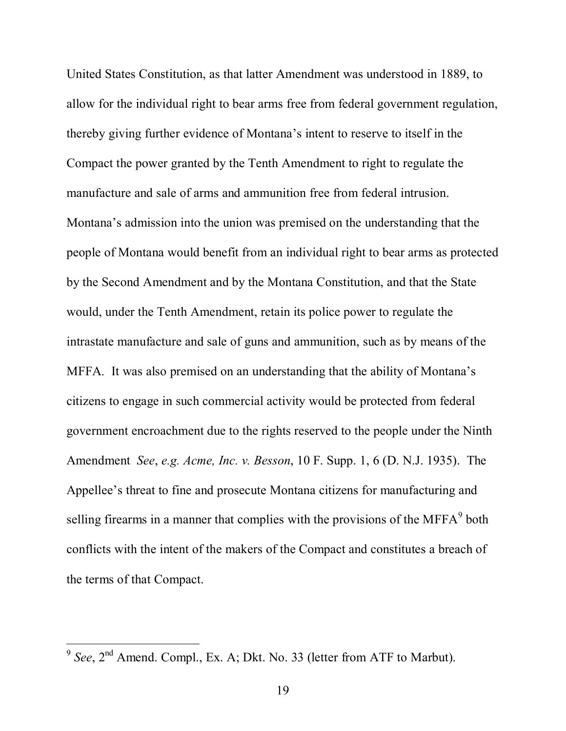United States Constitution, as that latter Amendment was understood in 1889, to allow for the individual right to bear arms free from federal government regulation, thereby giving further evidence of Montana's intent to reserve to itself in the Compact the power granted by the Tenth Amendment to right to regulate the manufacture and sale of arms and ammunition free from federal intrusion. Montana's admission into the union was premised on the understanding that the people of Montana would benefit from an individual right to bear arms as protected by the Second Amendment and by the Montana Constitution, and that the State would, under the Tenth Amendment, retain its police power to regulate the intrastate manufacture and sale of guns and ammunition, such as by means of the MFFA. It was also premised on an understanding that the ability of Montana's citizens to engage in such commercial activity would be protected from federal government encroachment due to the rights reserved to the people under the Ninth Amendment *See*, *e.g. Acme, Inc. v. Besson*, 10 F. Supp. 1, 6 (D. N.J. 1935). The Appellee's threat to fine and prosecute Montana citizens for manufacturing and selling firearms in a manner that complies with the provisions of the MFFA[9] both conflicts with the intent of the makers of the Compact and constitutes a breach of the terms of that Compact.

---

[9] *See*, 2nd Amend. Compl., Ex. A; Dkt. No. 33 (letter from ATF to Marbut).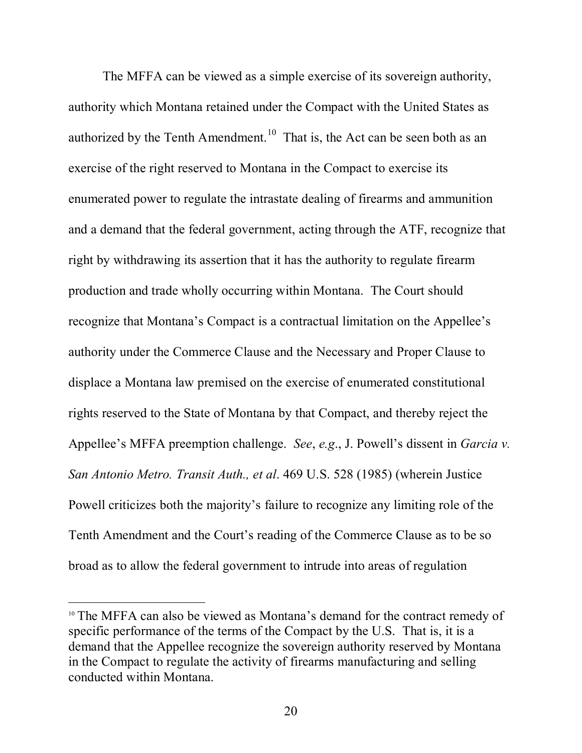The MFFA can be viewed as a simple exercise of its sovereign authority, authority which Montana retained under the Compact with the United States as authorized by the Tenth Amendment.[10] That is, the Act can be seen both as an exercise of the right reserved to Montana in the Compact to exercise its enumerated power to regulate the intrastate dealing of firearms and ammunition and a demand that the federal government, acting through the ATF, recognize that right by withdrawing its assertion that it has the authority to regulate firearm production and trade wholly occurring within Montana. The Court should recognize that Montana's Compact is a contractual limitation on the Appellee's authority under the Commerce Clause and the Necessary and Proper Clause to displace a Montana law premised on the exercise of enumerated constitutional rights reserved to the State of Montana by that Compact, and thereby reject the Appellee's MFFA preemption challenge. *See*, *e.g*., J. Powell's dissent in *Garcia v. San Antonio Metro. Transit Auth., et al*. 469 U.S. 528 (1985) (wherein Justice Powell criticizes both the majority's failure to recognize any limiting role of the Tenth Amendment and the Court's reading of the Commerce Clause as to be so broad as to allow the federal government to intrude into areas of regulation

---

[10] The MFFA can also be viewed as Montana's demand for the contract remedy of specific performance of the terms of the Compact by the U.S. That is, it is a demand that the Appellee recognize the sovereign authority reserved by Montana in the Compact to regulate the activity of firearms manufacturing and selling conducted within Montana.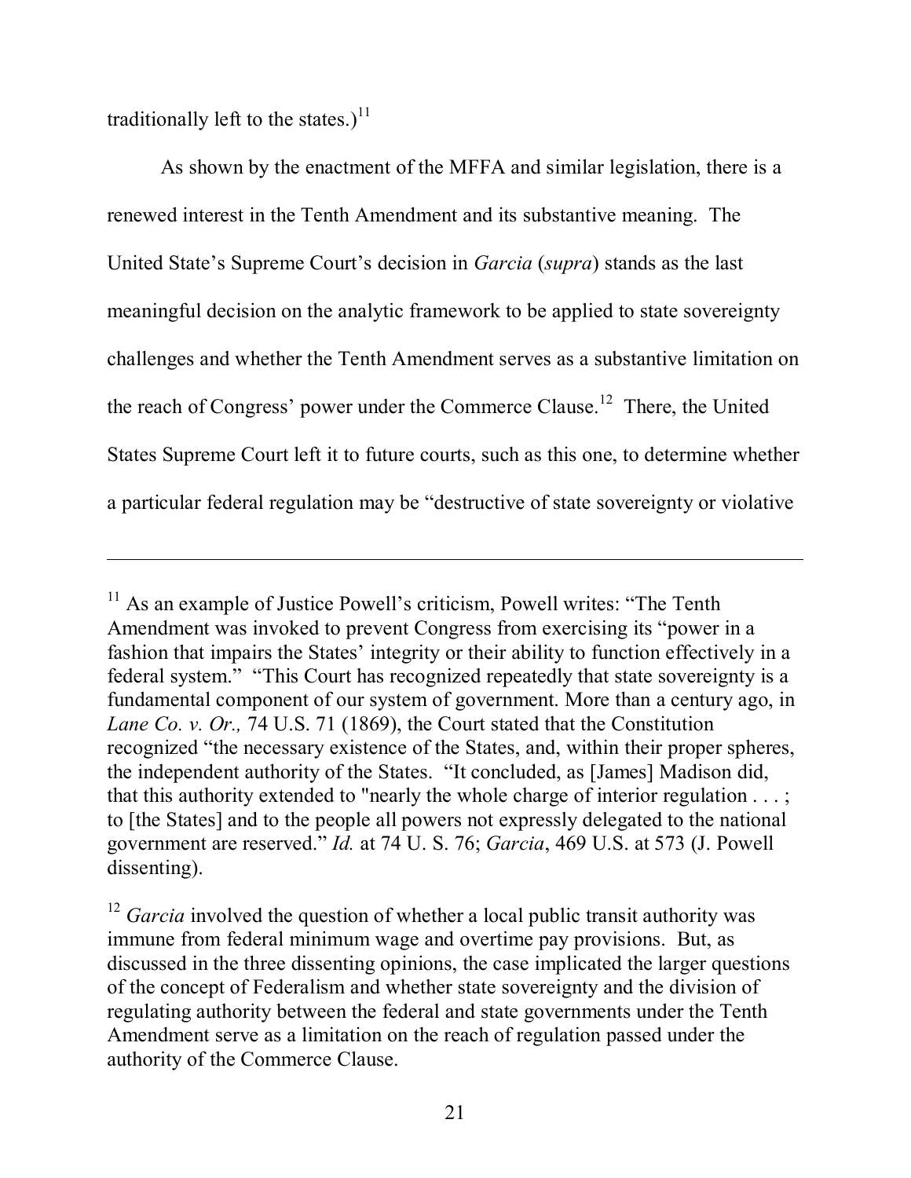traditionally left to the states.)[11]

As shown by the enactment of the MFFA and similar legislation, there is a renewed interest in the Tenth Amendment and its substantive meaning. The United State's Supreme Court's decision in *Garcia* (*supra*) stands as the last meaningful decision on the analytic framework to be applied to state sovereignty challenges and whether the Tenth Amendment serves as a substantive limitation on the reach of Congress' power under the Commerce Clause.[12] There, the United States Supreme Court left it to future courts, such as this one, to determine whether a particular federal regulation may be "destructive of state sovereignty or violative

---

[11] As an example of Justice Powell's criticism, Powell writes: "The Tenth Amendment was invoked to prevent Congress from exercising its "power in a fashion that impairs the States' integrity or their ability to function effectively in a federal system." "This Court has recognized repeatedly that state sovereignty is a fundamental component of our system of government. More than a century ago, in *Lane Co. v. Or.,* 74 U.S. 71 (1869), the Court stated that the Constitution recognized "the necessary existence of the States, and, within their proper spheres, the independent authority of the States. "It concluded, as [James] Madison did, that this authority extended to "nearly the whole charge of interior regulation . . . ; to [the States] and to the people all powers not expressly delegated to the national government are reserved." *Id.* at 74 U. S. 76; *Garcia*, 469 U.S. at 573 (J. Powell dissenting).

[12] *Garcia* involved the question of whether a local public transit authority was immune from federal minimum wage and overtime pay provisions. But, as discussed in the three dissenting opinions, the case implicated the larger questions of the concept of Federalism and whether state sovereignty and the division of regulating authority between the federal and state governments under the Tenth Amendment serve as a limitation on the reach of regulation passed under the authority of the Commerce Clause.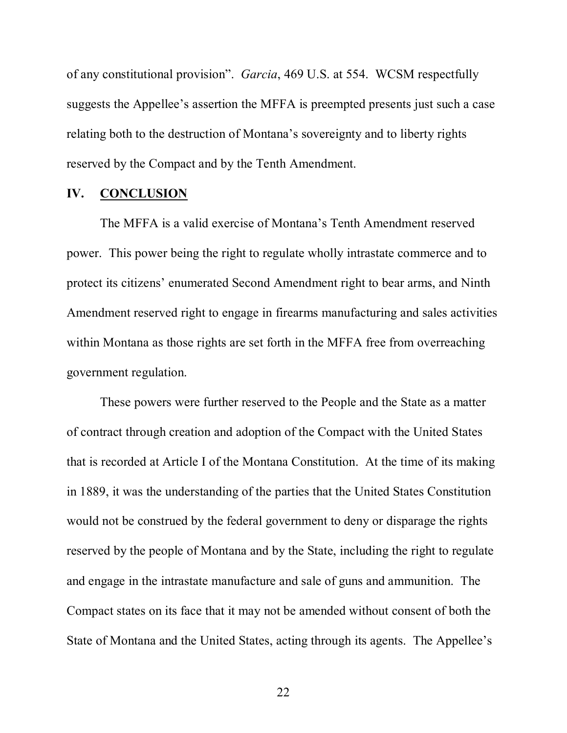of any constitutional provision". *Garcia*, 469 U.S. at 554. WCSM respectfully suggests the Appellee's assertion the MFFA is preempted presents just such a case relating both to the destruction of Montana's sovereignty and to liberty rights reserved by the Compact and by the Tenth Amendment.

## IV. CONCLUSION

The MFFA is a valid exercise of Montana's Tenth Amendment reserved power. This power being the right to regulate wholly intrastate commerce and to protect its citizens' enumerated Second Amendment right to bear arms, and Ninth Amendment reserved right to engage in firearms manufacturing and sales activities within Montana as those rights are set forth in the MFFA free from overreaching government regulation.

These powers were further reserved to the People and the State as a matter of contract through creation and adoption of the Compact with the United States that is recorded at Article I of the Montana Constitution. At the time of its making in 1889, it was the understanding of the parties that the United States Constitution would not be construed by the federal government to deny or disparage the rights reserved by the people of Montana and by the State, including the right to regulate and engage in the intrastate manufacture and sale of guns and ammunition. The Compact states on its face that it may not be amended without consent of both the State of Montana and the United States, acting through its agents. The Appellee's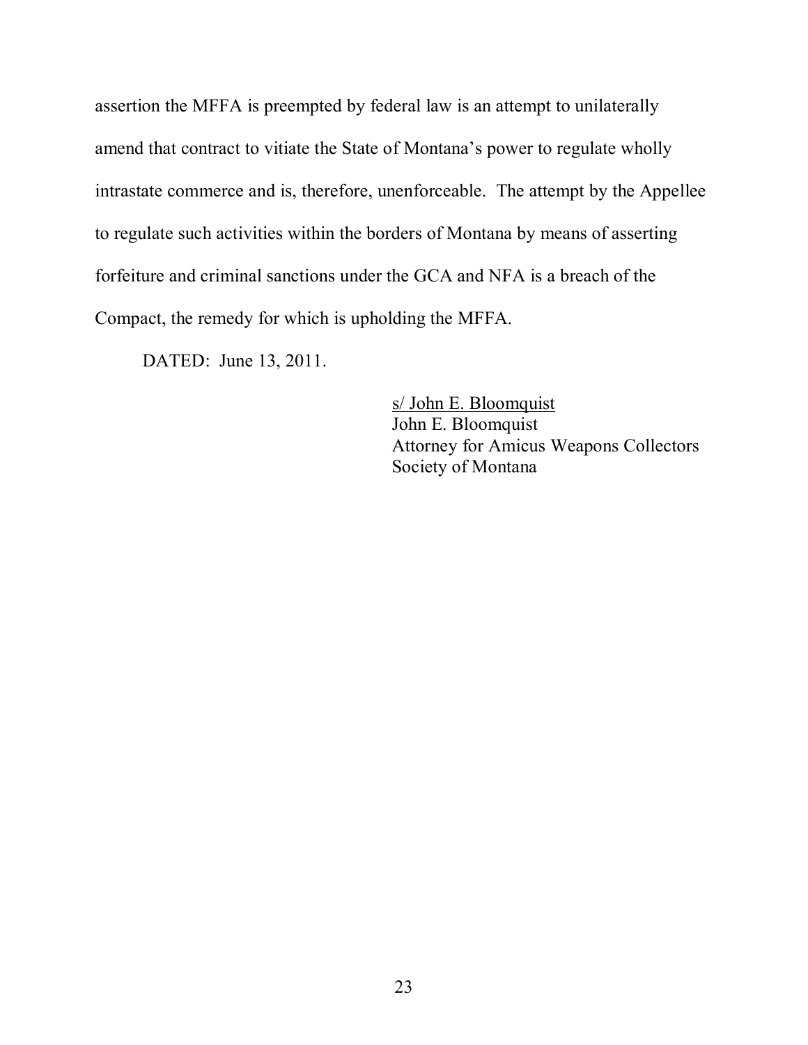assertion the MFFA is preempted by federal law is an attempt to unilaterally amend that contract to vitiate the State of Montana's power to regulate wholly intrastate commerce and is, therefore, unenforceable. The attempt by the Appellee to regulate such activities within the borders of Montana by means of asserting forfeiture and criminal sanctions under the GCA and NFA is a breach of the Compact, the remedy for which is upholding the MFFA.

DATED: June 13, 2011.

s/ John E. Bloomquist
John E. Bloomquist
Attorney for Amicus Weapons Collectors Society of Montana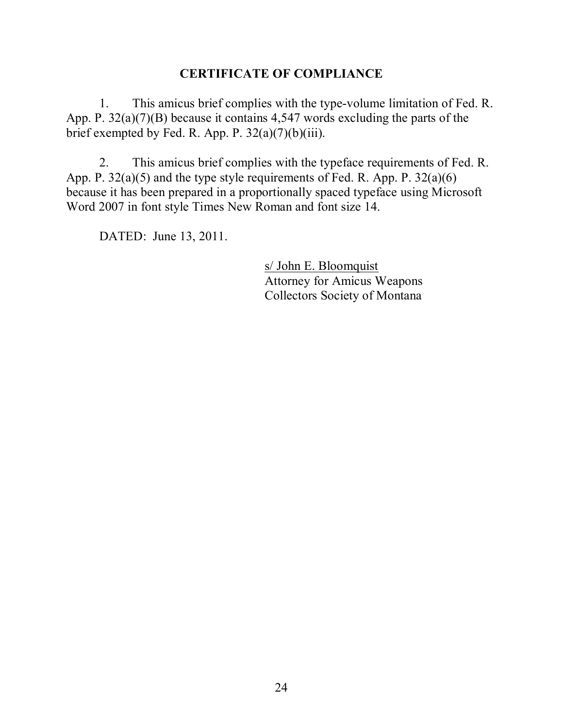## CERTIFICATE OF COMPLIANCE

1. This amicus brief complies with the type-volume limitation of Fed. R. App. P. 32(a)(7)(B) because it contains 4,547 words excluding the parts of the brief exempted by Fed. R. App. P. 32(a)(7)(b)(iii).

2. This amicus brief complies with the typeface requirements of Fed. R. App. P. 32(a)(5) and the type style requirements of Fed. R. App. P. 32(a)(6) because it has been prepared in a proportionally spaced typeface using Microsoft Word 2007 in font style Times New Roman and font size 14.

DATED: June 13, 2011.

s/ John E. Bloomquist
Attorney for Amicus Weapons Collectors Society of Montana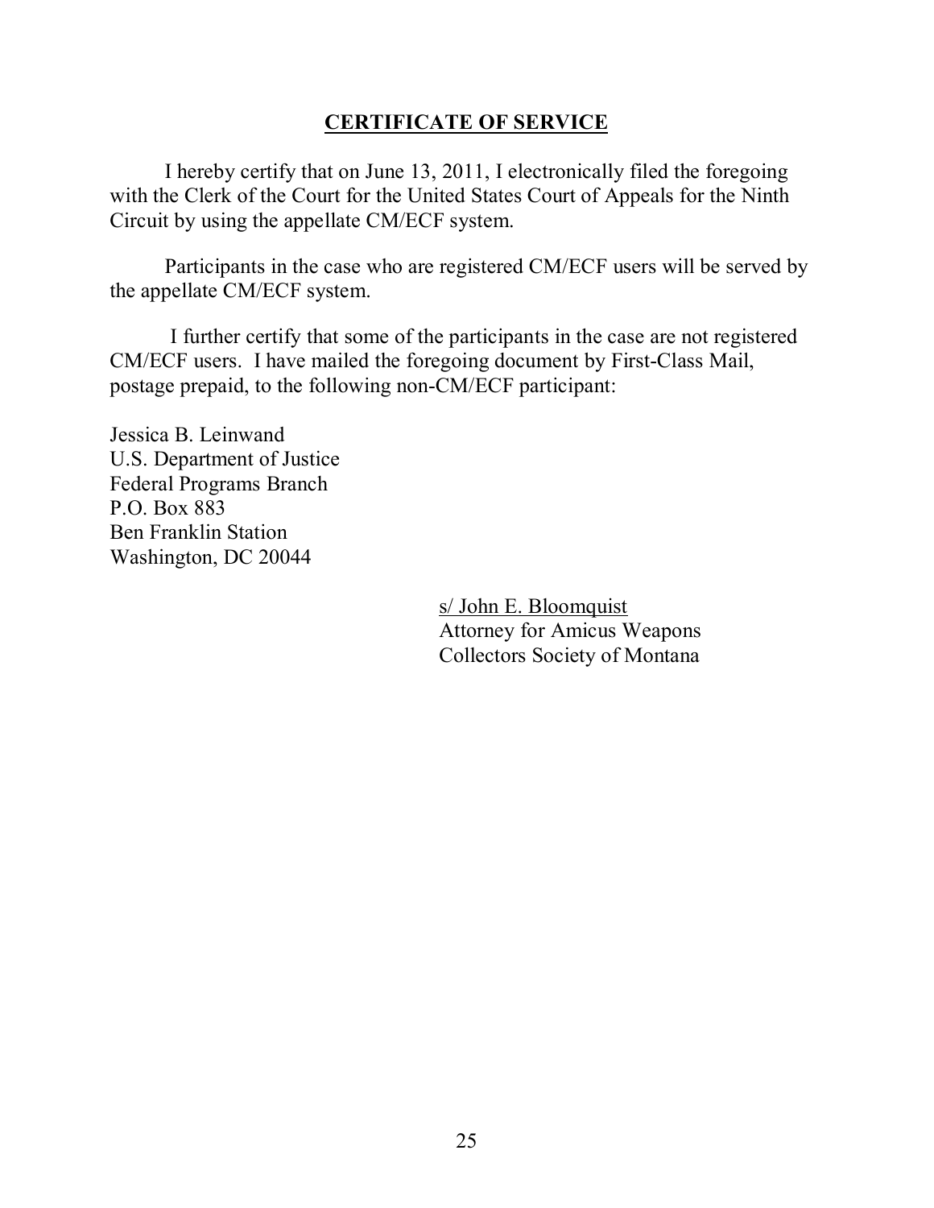## CERTIFICATE OF SERVICE

I hereby certify that on June 13, 2011, I electronically filed the foregoing with the Clerk of the Court for the United States Court of Appeals for the Ninth Circuit by using the appellate CM/ECF system.

Participants in the case who are registered CM/ECF users will be served by the appellate CM/ECF system.

I further certify that some of the participants in the case are not registered CM/ECF users. I have mailed the foregoing document by First-Class Mail, postage prepaid, to the following non-CM/ECF participant:

Jessica B. Leinwand
U.S. Department of Justice
Federal Programs Branch
P.O. Box 883
Ben Franklin Station
Washington, DC 20044

s/ John E. Bloomquist
Attorney for Amicus Weapons
Collectors Society of Montana